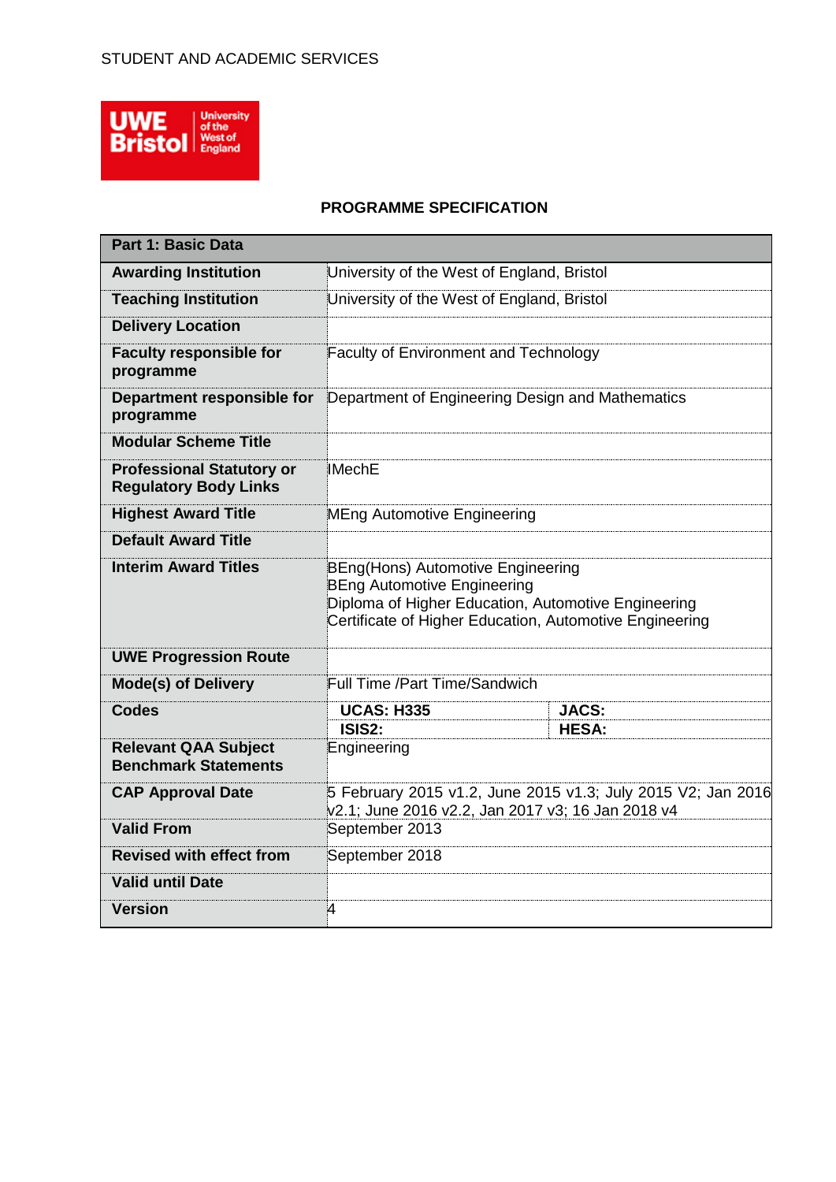STUDENT AND ACADEMIC SERVICES

UWE Bristol | University of the West of England

## PROGRAMME SPECIFICATION

| Part 1: Basic Data | | | |
|---|---|---|---|
| **Awarding Institution** | University of the West of England, Bristol | | |
| **Teaching Institution** | University of the West of England, Bristol | | |
| **Delivery Location** | | | |
| **Faculty responsible for programme** | Faculty of Environment and Technology | | |
| **Department responsible for programme** | Department of Engineering Design and Mathematics | | |
| **Modular Scheme Title** | | | |
| **Professional Statutory or Regulatory Body Links** | IMechE | | |
| **Highest Award Title** | MEng Automotive Engineering | | |
| **Default Award Title** | | | |
| **Interim Award Titles** | BEng(Hons) Automotive Engineering<br>BEng Automotive Engineering<br>Diploma of Higher Education, Automotive Engineering<br>Certificate of Higher Education, Automotive Engineering | | |
| **UWE Progression Route** | | | |
| **Mode(s) of Delivery** | Full Time /Part Time/Sandwich | | |
| **Codes** | **UCAS: H335** | **JACS:** | |
| | **ISIS2:** | **HESA:** | |
| **Relevant QAA Subject Benchmark Statements** | Engineering | | |
| **CAP Approval Date** | 5 February 2015 v1.2, June 2015 v1.3; July 2015 V2; Jan 2016 v2.1; June 2016 v2.2, Jan 2017 v3; 16 Jan 2018 v4 | | |
| **Valid From** | September 2013 | | |
| **Revised with effect from** | September 2018 | | |
| **Valid until Date** | | | |
| **Version** | 4 | | |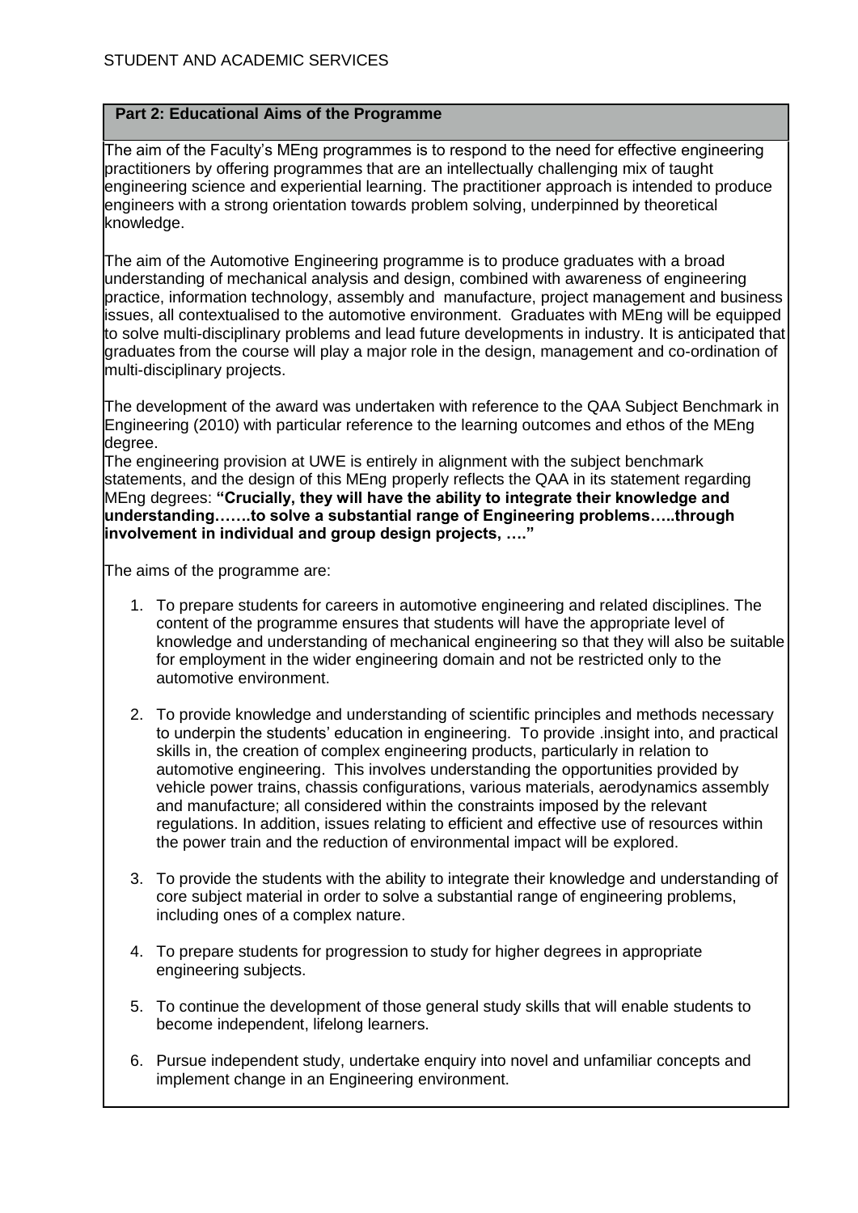## Part 2: Educational Aims of the Programme

The aim of the Faculty's MEng programmes is to respond to the need for effective engineering practitioners by offering programmes that are an intellectually challenging mix of taught engineering science and experiential learning. The practitioner approach is intended to produce engineers with a strong orientation towards problem solving, underpinned by theoretical knowledge.

The aim of the Automotive Engineering programme is to produce graduates with a broad understanding of mechanical analysis and design, combined with awareness of engineering practice, information technology, assembly and manufacture, project management and business issues, all contextualised to the automotive environment. Graduates with MEng will be equipped to solve multi-disciplinary problems and lead future developments in industry. It is anticipated that graduates from the course will play a major role in the design, management and co-ordination of multi-disciplinary projects.

The development of the award was undertaken with reference to the QAA Subject Benchmark in Engineering (2010) with particular reference to the learning outcomes and ethos of the MEng degree.
The engineering provision at UWE is entirely in alignment with the subject benchmark statements, and the design of this MEng properly reflects the QAA in its statement regarding MEng degrees: **"Crucially, they will have the ability to integrate their knowledge and understanding…….to solve a substantial range of Engineering problems…..through involvement in individual and group design projects, …."**

The aims of the programme are:

1. To prepare students for careers in automotive engineering and related disciplines. The content of the programme ensures that students will have the appropriate level of knowledge and understanding of mechanical engineering so that they will also be suitable for employment in the wider engineering domain and not be restricted only to the automotive environment.

2. To provide knowledge and understanding of scientific principles and methods necessary to underpin the students' education in engineering. To provide .insight into, and practical skills in, the creation of complex engineering products, particularly in relation to automotive engineering. This involves understanding the opportunities provided by vehicle power trains, chassis configurations, various materials, aerodynamics assembly and manufacture; all considered within the constraints imposed by the relevant regulations. In addition, issues relating to efficient and effective use of resources within the power train and the reduction of environmental impact will be explored.

3. To provide the students with the ability to integrate their knowledge and understanding of core subject material in order to solve a substantial range of engineering problems, including ones of a complex nature.

4. To prepare students for progression to study for higher degrees in appropriate engineering subjects.

5. To continue the development of those general study skills that will enable students to become independent, lifelong learners.

6. Pursue independent study, undertake enquiry into novel and unfamiliar concepts and implement change in an Engineering environment.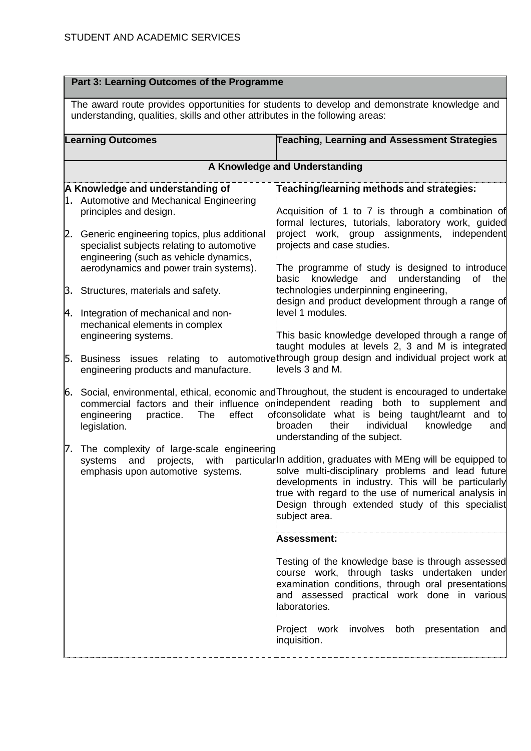| Part 3: Learning Outcomes of the Programme | |
|---|---|
| The award route provides opportunities for students to develop and demonstrate knowledge and understanding, qualities, skills and other attributes in the following areas: | |
| **Learning Outcomes** | **Teaching, Learning and Assessment Strategies** |
| **A Knowledge and Understanding** | |
| **A Knowledge and understanding of**<br>1. Automotive and Mechanical Engineering principles and design.<br>2. Generic engineering topics, plus additional specialist subjects relating to automotive engineering (such as vehicle dynamics, aerodynamics and power train systems).<br>3. Structures, materials and safety.<br>4. Integration of mechanical and non-mechanical elements in complex engineering systems.<br>5. Business issues relating to automotive engineering products and manufacture.<br>6. Social, environmental, ethical, economic and commercial factors and their influence on engineering practice. The effect of legislation.<br>7. The complexity of large-scale engineering systems and projects, with particular emphasis upon automotive systems. | **Teaching/learning methods and strategies:**<br>Acquisition of 1 to 7 is through a combination of formal lectures, tutorials, laboratory work, guided project work, group assignments, independent projects and case studies.<br>The programme of study is designed to introduce basic knowledge and understanding of the technologies underpinning engineering, design and product development through a range of level 1 modules.<br>This basic knowledge developed through a range of taught modules at levels 2, 3 and M is integrated through group design and individual project work at levels 3 and M.<br>Throughout, the student is encouraged to undertake independent reading both to supplement and consolidate what is being taught/learnt and to broaden their individual knowledge and understanding of the subject.<br>In addition, graduates with MEng will be equipped to solve multi-disciplinary problems and lead future developments in industry. This will be particularly true with regard to the use of numerical analysis in Design through extended study of this specialist subject area. |
| | **Assessment:**<br>Testing of the knowledge base is through assessed course work, through tasks undertaken under examination conditions, through oral presentations and assessed practical work done in various laboratories.<br>Project work involves both presentation and inquisition. |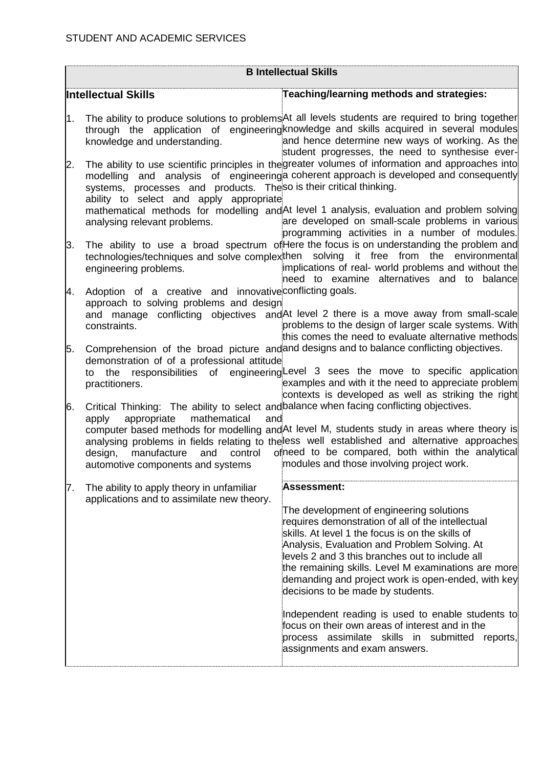| B Intellectual Skills | |
|---|---|
| **Intellectual Skills**<br><br>1. The ability to produce solutions to problems through the application of engineering knowledge and understanding.<br><br>2. The ability to use scientific principles in the modelling and analysis of engineering systems, processes and products. The ability to select and apply appropriate mathematical methods for modelling and analysing relevant problems.<br><br>3. The ability to use a broad spectrum of technologies/techniques and solve complex engineering problems.<br><br>4. Adoption of a creative and innovative approach to solving problems and design and manage conflicting objectives and constraints.<br><br>5. Comprehension of the broad picture and demonstration of of a professional attitude to the responsibilities of engineering practitioners.<br><br>6. Critical Thinking: The ability to select and apply appropriate mathematical and computer based methods for modelling and analysing problems in fields relating to the design, manufacture and control of automotive components and systems<br><br>7. The ability to apply theory in unfamiliar applications and to assimilate new theory. | **Teaching/learning methods and strategies:**<br><br>At all levels students are required to bring together knowledge and skills acquired in several modules and hence determine new ways of working. As the student progresses, the need to synthesise ever-greater volumes of information and approaches into a coherent approach is developed and consequently so is their critical thinking.<br><br>At level 1 analysis, evaluation and problem solving are developed on small-scale problems in various programming activities in a number of modules. Here the focus is on understanding the problem and then solving it free from the environmental implications of real- world problems and without the need to examine alternatives and to balance conflicting goals.<br><br>At level 2 there is a move away from small-scale problems to the design of larger scale systems. With this comes the need to evaluate alternative methods and designs and to balance conflicting objectives.<br><br>Level 3 sees the move to specific application examples and with it the need to appreciate problem contexts is developed as well as striking the right balance when facing conflicting objectives.<br><br>At level M, students study in areas where theory is less well established and alternative approaches need to be compared, both within the analytical modules and those involving project work.<br><br>**Assessment:**<br><br>The development of engineering solutions requires demonstration of all of the intellectual skills. At level 1 the focus is on the skills of Analysis, Evaluation and Problem Solving. At levels 2 and 3 this branches out to include all the remaining skills. Level M examinations are more demanding and project work is open-ended, with key decisions to be made by students.<br><br>Independent reading is used to enable students to focus on their own areas of interest and in the process assimilate skills in submitted reports, assignments and exam answers. |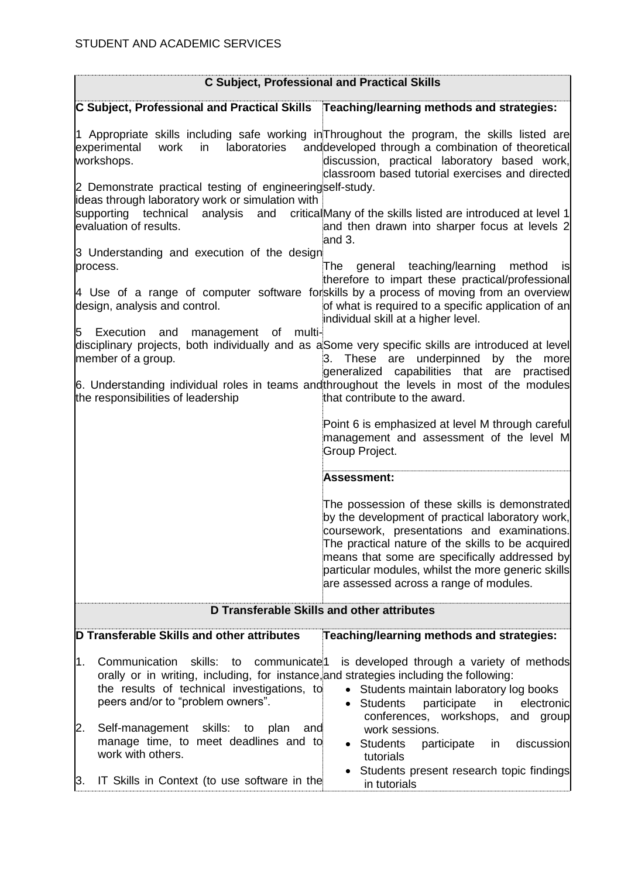| C Subject, Professional and Practical Skills | |
|---|---|
| **C Subject, Professional and Practical Skills** | **Teaching/learning methods and strategies:** |
| 1 Appropriate skills including safe working in experimental work in laboratories and workshops.<br><br>2 Demonstrate practical testing of engineering ideas through laboratory work or simulation with supporting technical analysis and critical evaluation of results.<br><br>3 Understanding and execution of the design process.<br><br>4 Use of a range of computer software for design, analysis and control.<br><br>5 Execution and management of multi-disciplinary projects, both individually and as a member of a group.<br><br>6. Understanding individual roles in teams and the responsibilities of leadership | Throughout the program, the skills listed are developed through a combination of theoretical discussion, practical laboratory based work, classroom based tutorial exercises and directed self-study.<br><br>Many of the skills listed are introduced at level 1 and then drawn into sharper focus at levels 2 and 3.<br><br>The general teaching/learning method is therefore to impart these practical/professional skills by a process of moving from an overview of what is required to a specific application of an individual skill at a higher level.<br><br>Some very specific skills are introduced at level 3. These are underpinned by the more generalized capabilities that are practised throughout the levels in most of the modules that contribute to the award.<br><br>Point 6 is emphasized at level M through careful management and assessment of the level M Group Project. |
| | **Assessment:**<br><br>The possession of these skills is demonstrated by the development of practical laboratory work, coursework, presentations and examinations. The practical nature of the skills to be acquired means that some are specifically addressed by particular modules, whilst the more generic skills are assessed across a range of modules. |

| D Transferable Skills and other attributes | |
|---|---|
| **D Transferable Skills and other attributes** | **Teaching/learning methods and strategies:** |
| 1. Communication skills: to communicate orally or in writing, including, for instance, the results of technical investigations, to peers and/or to "problem owners".<br><br>2. Self-management skills: to plan and manage time, to meet deadlines and to work with others.<br><br>3. IT Skills in Context (to use software in the | 1 is developed through a variety of methods and strategies including the following:<br>• Students maintain laboratory log books<br>• Students participate in electronic conferences, workshops, and group work sessions.<br>• Students participate in discussion tutorials<br>• Students present research topic findings in tutorials |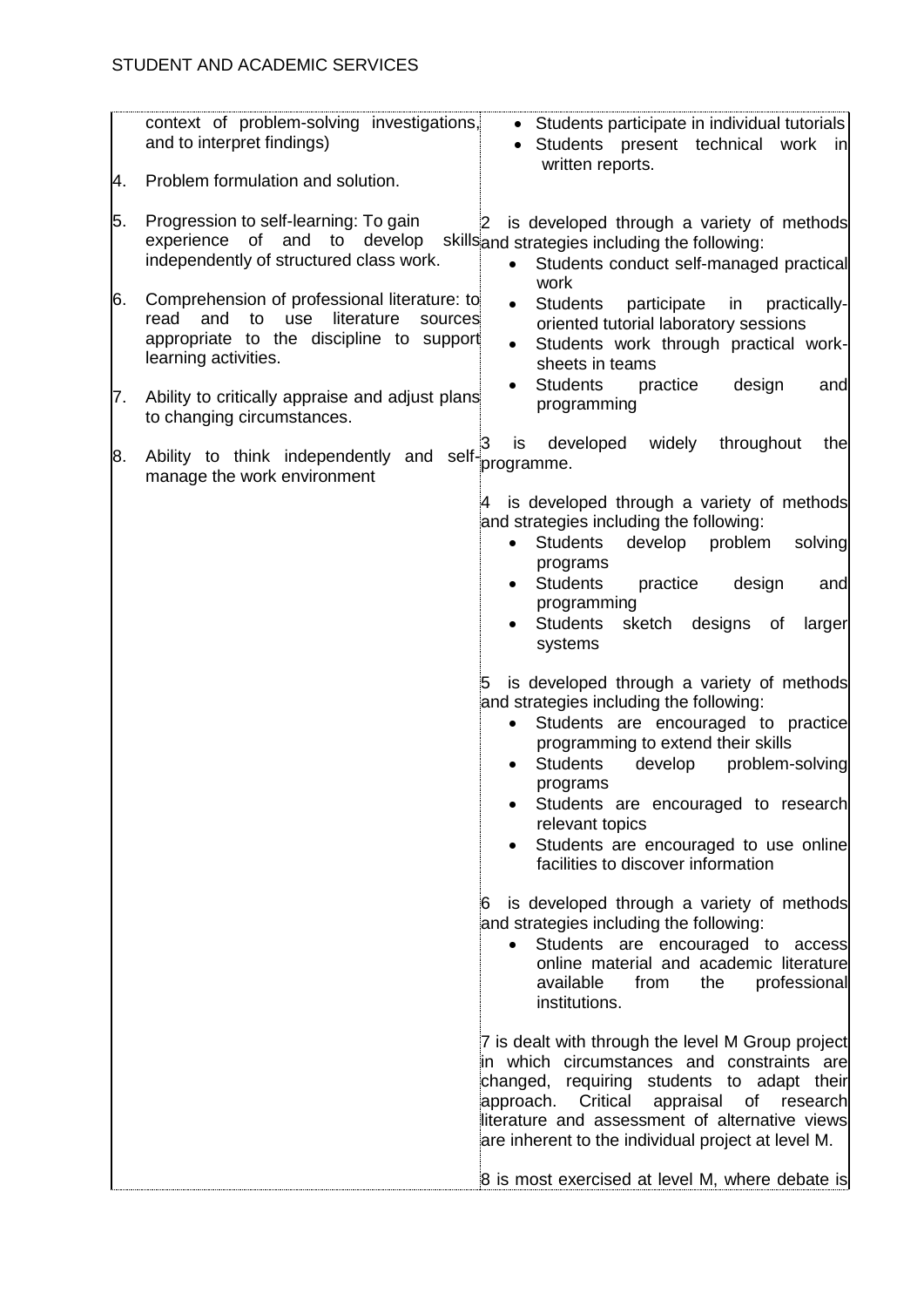| | |
|---|---|
| context of problem-solving investigations, and to interpret findings)<br><br>4. Problem formulation and solution.<br><br>5. Progression to self-learning: To gain experience of and to develop skills independently of structured class work.<br><br>6. Comprehension of professional literature: to read and to use literature sources appropriate to the discipline to support learning activities.<br><br>7. Ability to critically appraise and adjust plans to changing circumstances.<br><br>8. Ability to think independently and self-manage the work environment | • Students participate in individual tutorials<br>• Students present technical work in written reports.<br><br>2 is developed through a variety of methods and strategies including the following:<br>• Students conduct self-managed practical work<br>• Students participate in practically-oriented tutorial laboratory sessions<br>• Students work through practical work-sheets in teams<br>• Students practice design and programming<br><br>3 is developed widely throughout the programme.<br><br>4 is developed through a variety of methods and strategies including the following:<br>• Students develop problem solving programs<br>• Students practice design and programming<br>• Students sketch designs of larger systems<br><br>5 is developed through a variety of methods and strategies including the following:<br>• Students are encouraged to practice programming to extend their skills<br>• Students develop problem-solving programs<br>• Students are encouraged to research relevant topics<br>• Students are encouraged to use online facilities to discover information<br><br>6 is developed through a variety of methods and strategies including the following:<br>• Students are encouraged to access online material and academic literature available from the professional institutions.<br><br>7 is dealt with through the level M Group project in which circumstances and constraints are changed, requiring students to adapt their approach. Critical appraisal of research literature and assessment of alternative views are inherent to the individual project at level M.<br><br>8 is most exercised at level M, where debate is |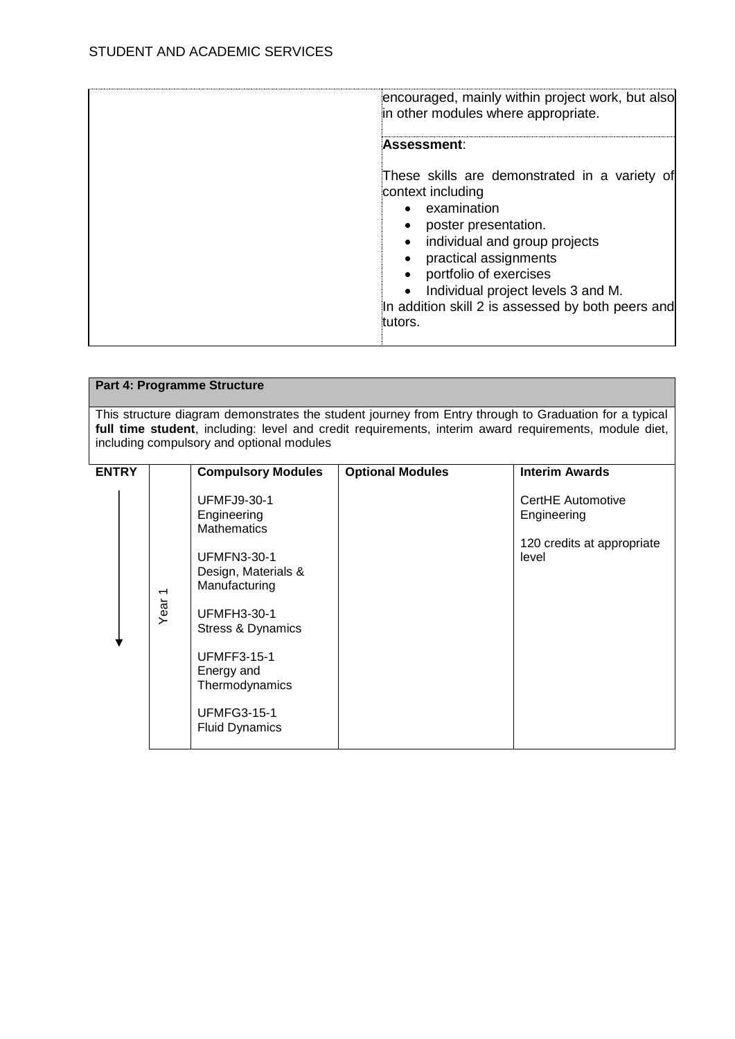| | |
|---|---|
| | encouraged, mainly within project work, but also in other modules where appropriate. |
| | **Assessment**:<br><br>These skills are demonstrated in a variety of context including<br>• examination<br>• poster presentation.<br>• individual and group projects<br>• practical assignments<br>• portfolio of exercises<br>• Individual project levels 3 and M.<br>In addition skill 2 is assessed by both peers and tutors. |

**Part 4: Programme Structure**

This structure diagram demonstrates the student journey from Entry through to Graduation for a typical **full time student**, including: level and credit requirements, interim award requirements, module diet, including compulsory and optional modules

| ENTRY | | Compulsory Modules | Optional Modules | Interim Awards |
|---|---|---|---|---|
| ↓ | Year 1 | UFMFJ9-30-1 Engineering Mathematics<br><br>UFMFN3-30-1 Design, Materials & Manufacturing<br><br>UFMFH3-30-1 Stress & Dynamics<br><br>UFMFF3-15-1 Energy and Thermodynamics<br><br>UFMFG3-15-1 Fluid Dynamics | | CertHE Automotive Engineering<br><br>120 credits at appropriate level |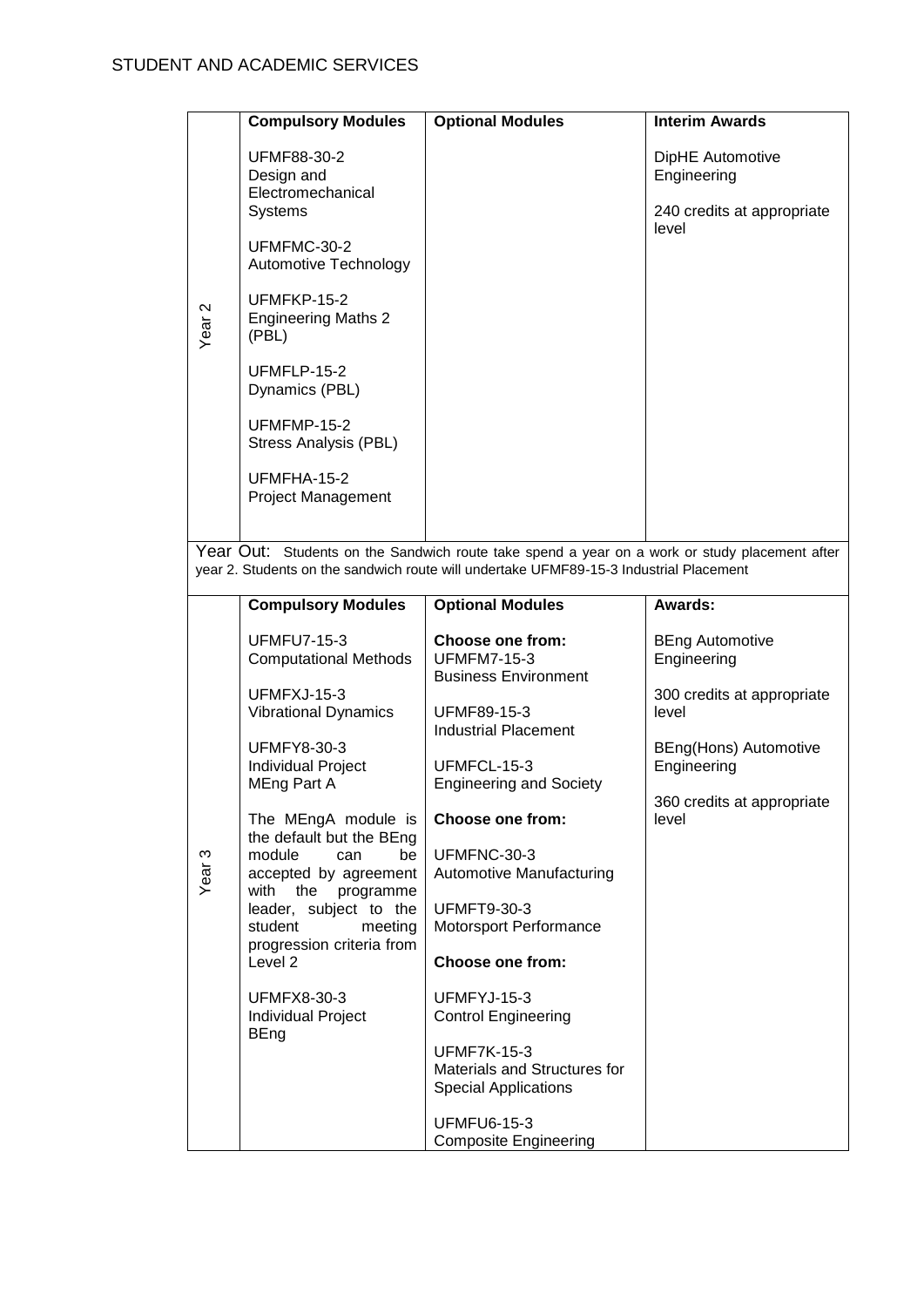| | Compulsory Modules | Optional Modules | Interim Awards |
|---|---|---|---|
| Year 2 | UFMF88-30-2 Design and Electromechanical Systems<br><br>UFMFMC-30-2 Automotive Technology<br><br>UFMFKP-15-2 Engineering Maths 2 (PBL)<br><br>UFMFLP-15-2 Dynamics (PBL)<br><br>UFMFMP-15-2 Stress Analysis (PBL)<br><br>UFMFHA-15-2 Project Management | | DipHE Automotive Engineering<br><br>240 credits at appropriate level |

Year Out: Students on the Sandwich route take spend a year on a work or study placement after year 2. Students on the sandwich route will undertake UFMF89-15-3 Industrial Placement

| | Compulsory Modules | Optional Modules | Awards: |
|---|---|---|---|
| Year 3 | UFMFU7-15-3 Computational Methods<br><br>UFMFXJ-15-3 Vibrational Dynamics<br><br>UFMFY8-30-3 Individual Project MEng Part A<br><br>The MEngA module is the default but the BEng module can be accepted by agreement with the programme leader, subject to the student meeting progression criteria from Level 2<br><br>UFMFX8-30-3 Individual Project BEng | **Choose one from:**<br>UFMFM7-15-3 Business Environment<br><br>UFMF89-15-3 Industrial Placement<br><br>UFMFCL-15-3 Engineering and Society<br><br>**Choose one from:**<br><br>UFMFNC-30-3 Automotive Manufacturing<br><br>UFMFT9-30-3 Motorsport Performance<br><br>**Choose one from:**<br><br>UFMFYJ-15-3 Control Engineering<br><br>UFMF7K-15-3 Materials and Structures for Special Applications<br><br>UFMFU6-15-3 Composite Engineering | BEng Automotive Engineering<br><br>300 credits at appropriate level<br><br>BEng(Hons) Automotive Engineering<br><br>360 credits at appropriate level |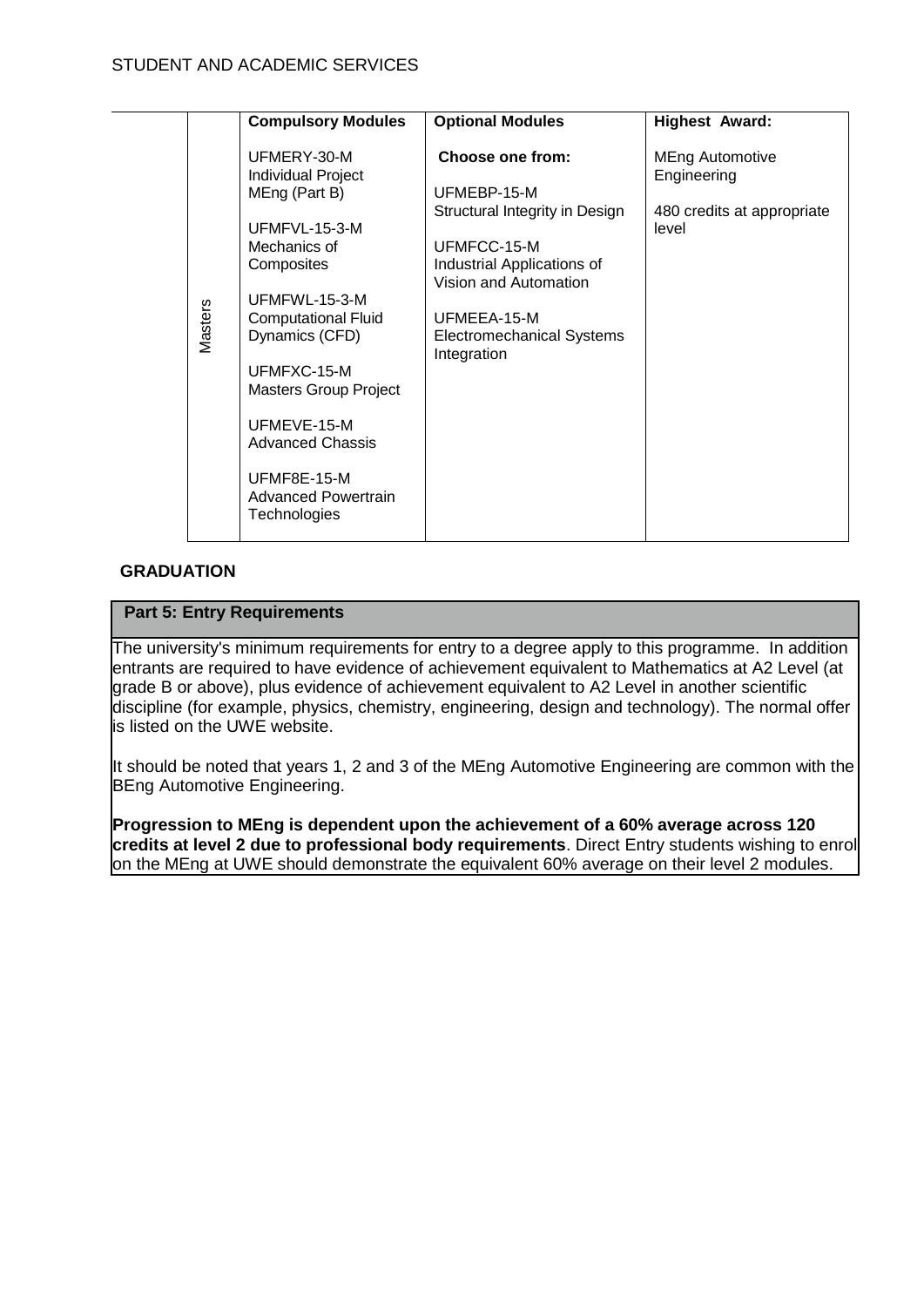| | Compulsory Modules | Optional Modules | Highest Award: |
|---|---|---|---|
| Masters | UFMERY-30-M Individual Project MEng (Part B)<br><br>UFMFVL-15-3-M Mechanics of Composites<br><br>UFMFWL-15-3-M Computational Fluid Dynamics (CFD)<br><br>UFMFXC-15-M Masters Group Project<br><br>UFMEVE-15-M Advanced Chassis<br><br>UFMF8E-15-M Advanced Powertrain Technologies | **Choose one from:**<br><br>UFMEBP-15-M Structural Integrity in Design<br><br>UFMFCC-15-M Industrial Applications of Vision and Automation<br><br>UFMEEA-15-M Electromechanical Systems Integration | MEng Automotive Engineering<br><br>480 credits at appropriate level |

**GRADUATION**

## Part 5: Entry Requirements

The university's minimum requirements for entry to a degree apply to this programme. In addition entrants are required to have evidence of achievement equivalent to Mathematics at A2 Level (at grade B or above), plus evidence of achievement equivalent to A2 Level in another scientific discipline (for example, physics, chemistry, engineering, design and technology). The normal offer is listed on the UWE website.

It should be noted that years 1, 2 and 3 of the MEng Automotive Engineering are common with the BEng Automotive Engineering.

**Progression to MEng is dependent upon the achievement of a 60% average across 120 credits at level 2 due to professional body requirements**. Direct Entry students wishing to enrol on the MEng at UWE should demonstrate the equivalent 60% average on their level 2 modules.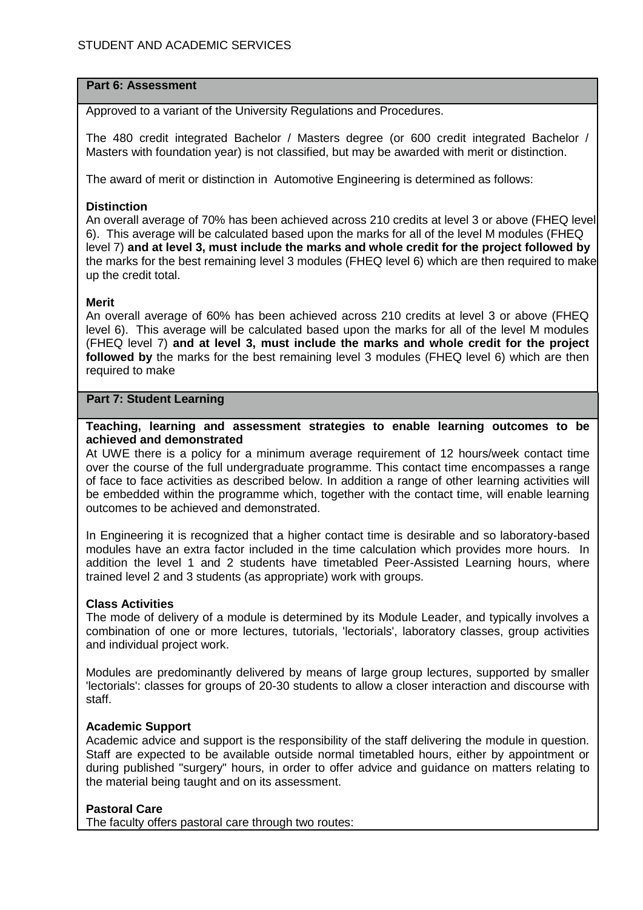## Part 6: Assessment

Approved to a variant of the University Regulations and Procedures.

The 480 credit integrated Bachelor / Masters degree (or 600 credit integrated Bachelor / Masters with foundation year) is not classified, but may be awarded with merit or distinction.

The award of merit or distinction in Automotive Engineering is determined as follows:

**Distinction**

An overall average of 70% has been achieved across 210 credits at level 3 or above (FHEQ level 6). This average will be calculated based upon the marks for all of the level M modules (FHEQ level 7) **and at level 3, must include the marks and whole credit for the project followed by** the marks for the best remaining level 3 modules (FHEQ level 6) which are then required to make up the credit total.

**Merit**

An overall average of 60% has been achieved across 210 credits at level 3 or above (FHEQ level 6). This average will be calculated based upon the marks for all of the level M modules (FHEQ level 7) **and at level 3, must include the marks and whole credit for the project followed by** the marks for the best remaining level 3 modules (FHEQ level 6) which are then required to make

## Part 7: Student Learning

**Teaching, learning and assessment strategies to enable learning outcomes to be achieved and demonstrated**

At UWE there is a policy for a minimum average requirement of 12 hours/week contact time over the course of the full undergraduate programme. This contact time encompasses a range of face to face activities as described below. In addition a range of other learning activities will be embedded within the programme which, together with the contact time, will enable learning outcomes to be achieved and demonstrated.

In Engineering it is recognized that a higher contact time is desirable and so laboratory-based modules have an extra factor included in the time calculation which provides more hours. In addition the level 1 and 2 students have timetabled Peer-Assisted Learning hours, where trained level 2 and 3 students (as appropriate) work with groups.

**Class Activities**

The mode of delivery of a module is determined by its Module Leader, and typically involves a combination of one or more lectures, tutorials, 'lectorials', laboratory classes, group activities and individual project work.

Modules are predominantly delivered by means of large group lectures, supported by smaller 'lectorials': classes for groups of 20-30 students to allow a closer interaction and discourse with staff.

**Academic Support**

Academic advice and support is the responsibility of the staff delivering the module in question. Staff are expected to be available outside normal timetabled hours, either by appointment or during published "surgery" hours, in order to offer advice and guidance on matters relating to the material being taught and on its assessment.

**Pastoral Care**

The faculty offers pastoral care through two routes: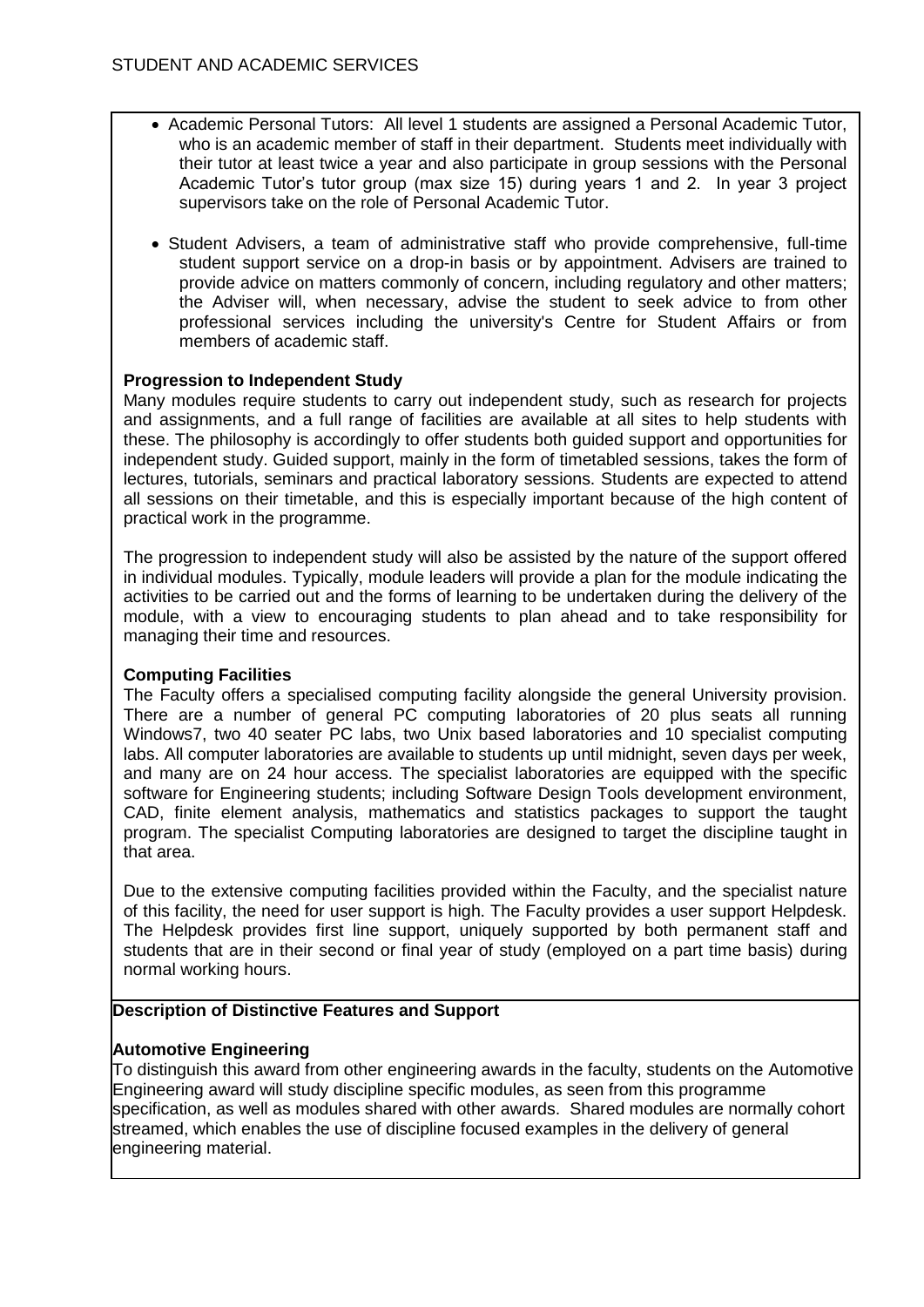STUDENT AND ACADEMIC SERVICES

- Academic Personal Tutors: All level 1 students are assigned a Personal Academic Tutor, who is an academic member of staff in their department. Students meet individually with their tutor at least twice a year and also participate in group sessions with the Personal Academic Tutor's tutor group (max size 15) during years 1 and 2. In year 3 project supervisors take on the role of Personal Academic Tutor.

- Student Advisers, a team of administrative staff who provide comprehensive, full-time student support service on a drop-in basis or by appointment. Advisers are trained to provide advice on matters commonly of concern, including regulatory and other matters; the Adviser will, when necessary, advise the student to seek advice to from other professional services including the university's Centre for Student Affairs or from members of academic staff.

**Progression to Independent Study**

Many modules require students to carry out independent study, such as research for projects and assignments, and a full range of facilities are available at all sites to help students with these. The philosophy is accordingly to offer students both guided support and opportunities for independent study. Guided support, mainly in the form of timetabled sessions, takes the form of lectures, tutorials, seminars and practical laboratory sessions. Students are expected to attend all sessions on their timetable, and this is especially important because of the high content of practical work in the programme.

The progression to independent study will also be assisted by the nature of the support offered in individual modules. Typically, module leaders will provide a plan for the module indicating the activities to be carried out and the forms of learning to be undertaken during the delivery of the module, with a view to encouraging students to plan ahead and to take responsibility for managing their time and resources.

**Computing Facilities**

The Faculty offers a specialised computing facility alongside the general University provision. There are a number of general PC computing laboratories of 20 plus seats all running Windows7, two 40 seater PC labs, two Unix based laboratories and 10 specialist computing labs. All computer laboratories are available to students up until midnight, seven days per week, and many are on 24 hour access. The specialist laboratories are equipped with the specific software for Engineering students; including Software Design Tools development environment, CAD, finite element analysis, mathematics and statistics packages to support the taught program. The specialist Computing laboratories are designed to target the discipline taught in that area.

Due to the extensive computing facilities provided within the Faculty, and the specialist nature of this facility, the need for user support is high. The Faculty provides a user support Helpdesk. The Helpdesk provides first line support, uniquely supported by both permanent staff and students that are in their second or final year of study (employed on a part time basis) during normal working hours.

**Description of Distinctive Features and Support**

**Automotive Engineering**

To distinguish this award from other engineering awards in the faculty, students on the Automotive Engineering award will study discipline specific modules, as seen from this programme specification, as well as modules shared with other awards. Shared modules are normally cohort streamed, which enables the use of discipline focused examples in the delivery of general engineering material.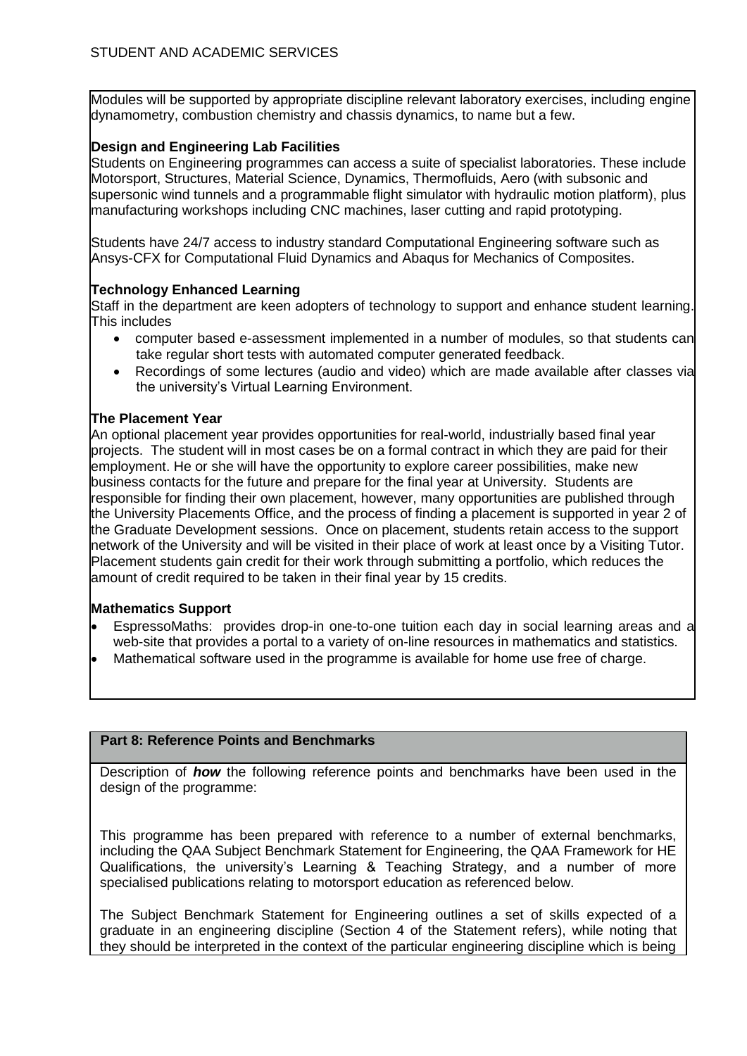Modules will be supported by appropriate discipline relevant laboratory exercises, including engine dynamometry, combustion chemistry and chassis dynamics, to name but a few.

**Design and Engineering Lab Facilities**

Students on Engineering programmes can access a suite of specialist laboratories. These include Motorsport, Structures, Material Science, Dynamics, Thermofluids, Aero (with subsonic and supersonic wind tunnels and a programmable flight simulator with hydraulic motion platform), plus manufacturing workshops including CNC machines, laser cutting and rapid prototyping.

Students have 24/7 access to industry standard Computational Engineering software such as Ansys-CFX for Computational Fluid Dynamics and Abaqus for Mechanics of Composites.

**Technology Enhanced Learning**

Staff in the department are keen adopters of technology to support and enhance student learning. This includes

- computer based e-assessment implemented in a number of modules, so that students can take regular short tests with automated computer generated feedback.
- Recordings of some lectures (audio and video) which are made available after classes via the university's Virtual Learning Environment.

**The Placement Year**

An optional placement year provides opportunities for real-world, industrially based final year projects. The student will in most cases be on a formal contract in which they are paid for their employment. He or she will have the opportunity to explore career possibilities, make new business contacts for the future and prepare for the final year at University. Students are responsible for finding their own placement, however, many opportunities are published through the University Placements Office, and the process of finding a placement is supported in year 2 of the Graduate Development sessions. Once on placement, students retain access to the support network of the University and will be visited in their place of work at least once by a Visiting Tutor. Placement students gain credit for their work through submitting a portfolio, which reduces the amount of credit required to be taken in their final year by 15 credits.

**Mathematics Support**

- EspressoMaths: provides drop-in one-to-one tuition each day in social learning areas and a web-site that provides a portal to a variety of on-line resources in mathematics and statistics.
- Mathematical software used in the programme is available for home use free of charge.

## Part 8: Reference Points and Benchmarks

Description of ***how*** the following reference points and benchmarks have been used in the design of the programme:

This programme has been prepared with reference to a number of external benchmarks, including the QAA Subject Benchmark Statement for Engineering, the QAA Framework for HE Qualifications, the university's Learning & Teaching Strategy, and a number of more specialised publications relating to motorsport education as referenced below.

The Subject Benchmark Statement for Engineering outlines a set of skills expected of a graduate in an engineering discipline (Section 4 of the Statement refers), while noting that they should be interpreted in the context of the particular engineering discipline which is being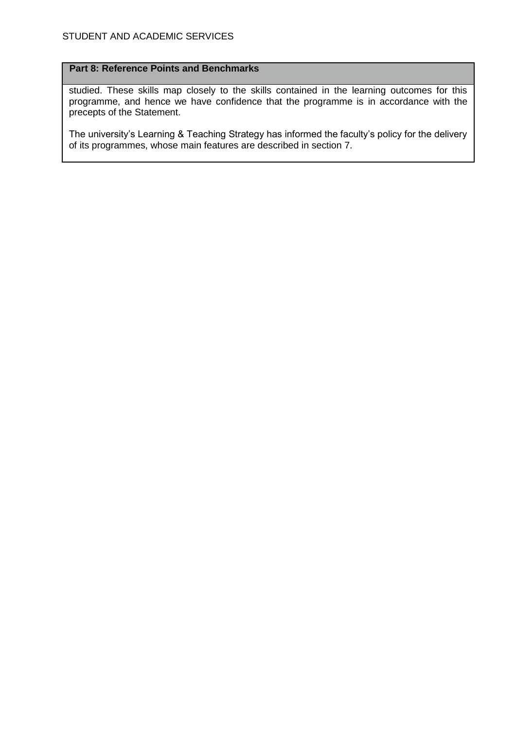**Part 8: Reference Points and Benchmarks**

studied. These skills map closely to the skills contained in the learning outcomes for this programme, and hence we have confidence that the programme is in accordance with the precepts of the Statement.

The university's Learning & Teaching Strategy has informed the faculty's policy for the delivery of its programmes, whose main features are described in section 7.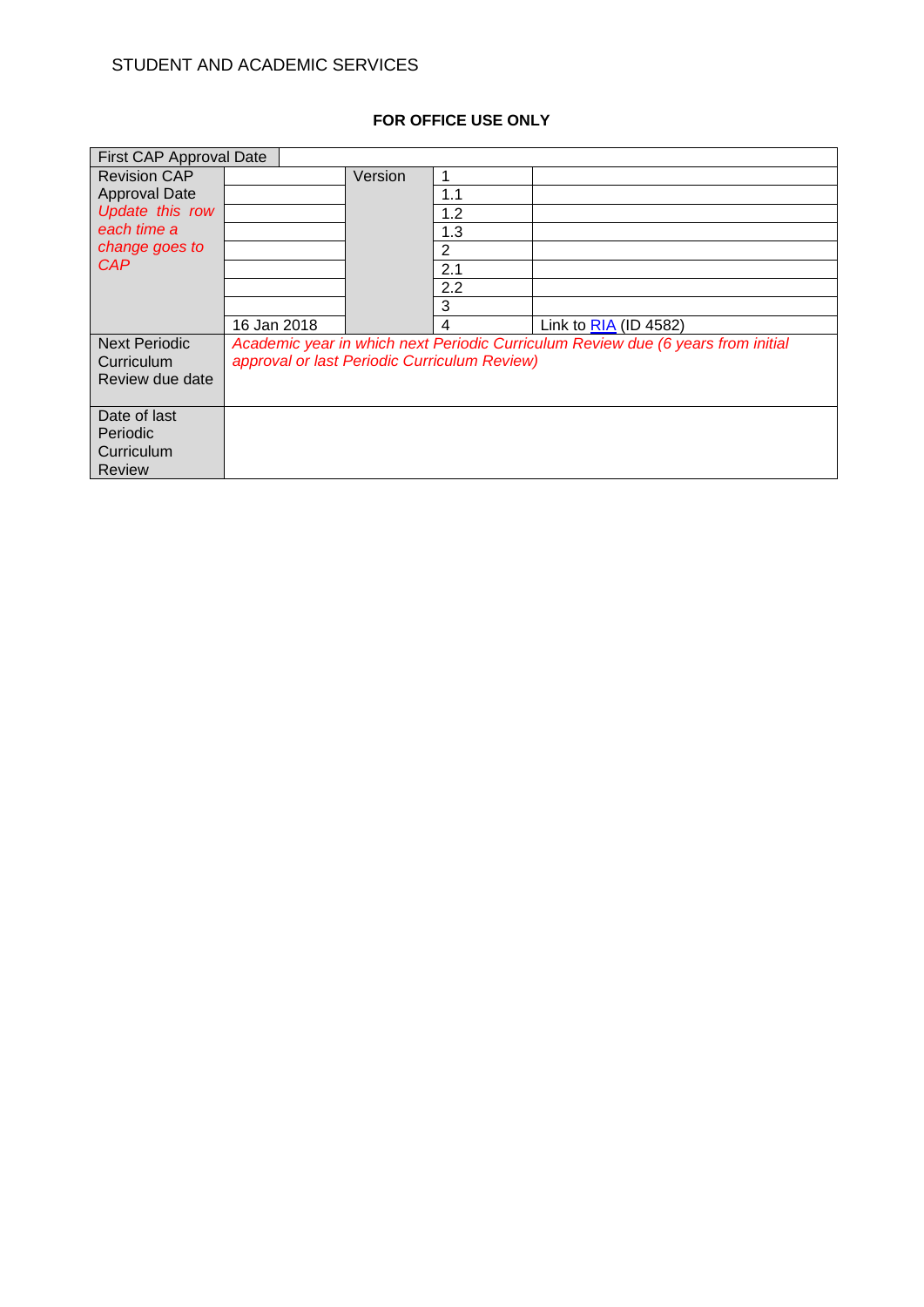STUDENT AND ACADEMIC SERVICES

**FOR OFFICE USE ONLY**

| First CAP Approval Date | | | | |
|---|---|---|---|---|
| Revision CAP Approval Date *Update this row each time a change goes to CAP* | | Version | 1 | |
| | | | 1.1 | |
| | | | 1.2 | |
| | | | 1.3 | |
| | | | 2 | |
| | | | 2.1 | |
| | | | 2.2 | |
| | | | 3 | |
| | 16 Jan 2018 | | 4 | Link to RIA (ID 4582) |
| Next Periodic Curriculum Review due date | *Academic year in which next Periodic Curriculum Review due (6 years from initial approval or last Periodic Curriculum Review)* | | | |
| Date of last Periodic Curriculum Review | | | | |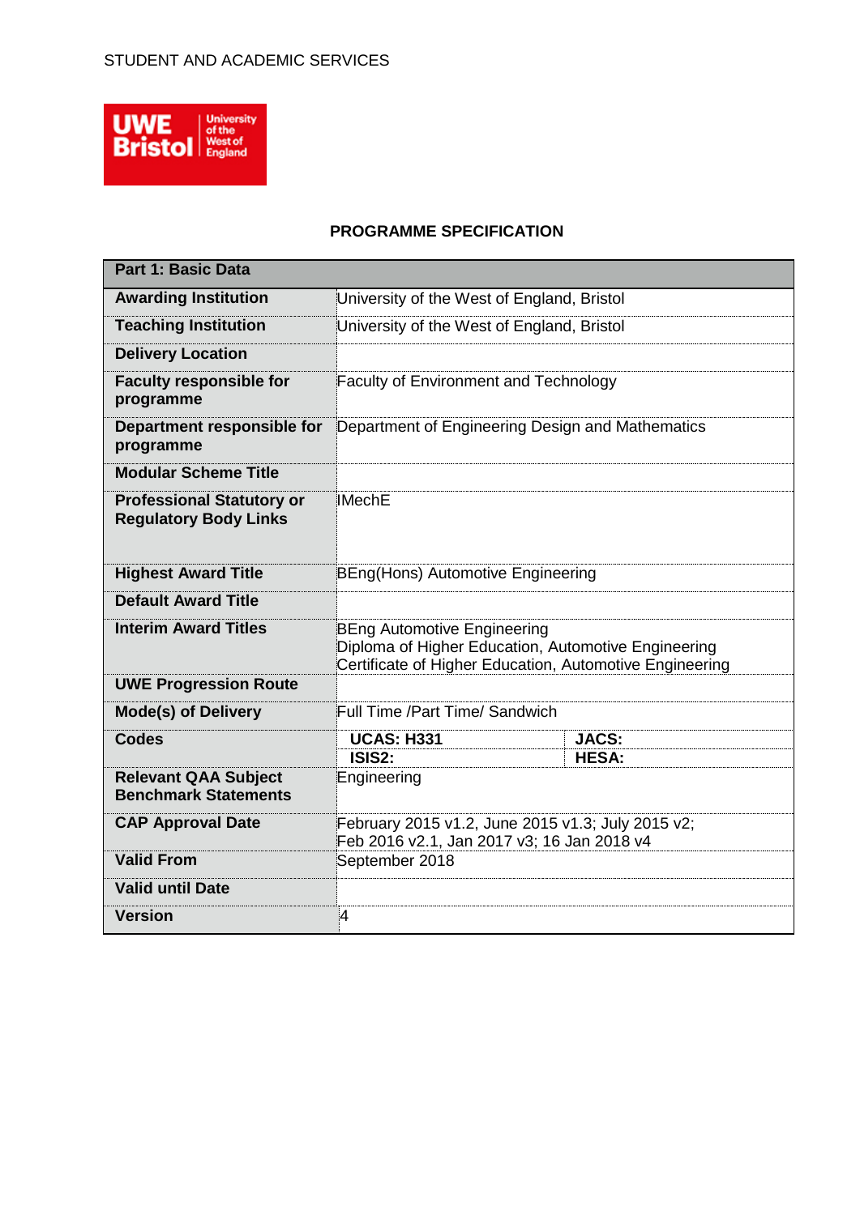STUDENT AND ACADEMIC SERVICES

UWE Bristol | University of the West of England

## PROGRAMME SPECIFICATION

| Part 1: Basic Data | | | |
|---|---|---|---|
| **Awarding Institution** | University of the West of England, Bristol | | |
| **Teaching Institution** | University of the West of England, Bristol | | |
| **Delivery Location** | | | |
| **Faculty responsible for programme** | Faculty of Environment and Technology | | |
| **Department responsible for programme** | Department of Engineering Design and Mathematics | | |
| **Modular Scheme Title** | | | |
| **Professional Statutory or Regulatory Body Links** | IMechE | | |
| **Highest Award Title** | BEng(Hons) Automotive Engineering | | |
| **Default Award Title** | | | |
| **Interim Award Titles** | BEng Automotive Engineering<br>Diploma of Higher Education, Automotive Engineering<br>Certificate of Higher Education, Automotive Engineering | | |
| **UWE Progression Route** | | | |
| **Mode(s) of Delivery** | Full Time /Part Time/ Sandwich | | |
| **Codes** | **UCAS: H331** | **JACS:** | |
| | **ISIS2:** | **HESA:** | |
| **Relevant QAA Subject Benchmark Statements** | Engineering | | |
| **CAP Approval Date** | February 2015 v1.2, June 2015 v1.3; July 2015 v2; Feb 2016 v2.1, Jan 2017 v3; 16 Jan 2018 v4 | | |
| **Valid From** | September 2018 | | |
| **Valid until Date** | | | |
| **Version** | 4 | | |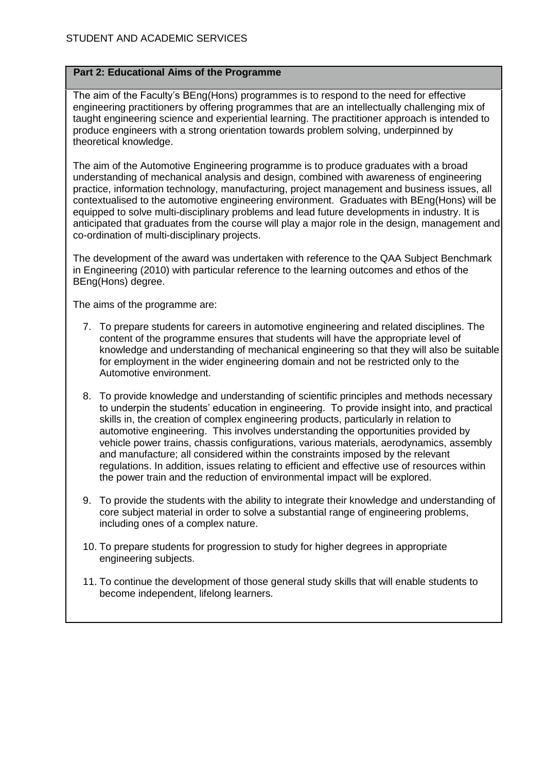## Part 2: Educational Aims of the Programme

The aim of the Faculty's BEng(Hons) programmes is to respond to the need for effective engineering practitioners by offering programmes that are an intellectually challenging mix of taught engineering science and experiential learning. The practitioner approach is intended to produce engineers with a strong orientation towards problem solving, underpinned by theoretical knowledge.

The aim of the Automotive Engineering programme is to produce graduates with a broad understanding of mechanical analysis and design, combined with awareness of engineering practice, information technology, manufacturing, project management and business issues, all contextualised to the automotive engineering environment. Graduates with BEng(Hons) will be equipped to solve multi-disciplinary problems and lead future developments in industry. It is anticipated that graduates from the course will play a major role in the design, management and co-ordination of multi-disciplinary projects.

The development of the award was undertaken with reference to the QAA Subject Benchmark in Engineering (2010) with particular reference to the learning outcomes and ethos of the BEng(Hons) degree.

The aims of the programme are:

7. To prepare students for careers in automotive engineering and related disciplines. The content of the programme ensures that students will have the appropriate level of knowledge and understanding of mechanical engineering so that they will also be suitable for employment in the wider engineering domain and not be restricted only to the Automotive environment.
8. To provide knowledge and understanding of scientific principles and methods necessary to underpin the students' education in engineering. To provide insight into, and practical skills in, the creation of complex engineering products, particularly in relation to automotive engineering. This involves understanding the opportunities provided by vehicle power trains, chassis configurations, various materials, aerodynamics, assembly and manufacture; all considered within the constraints imposed by the relevant regulations. In addition, issues relating to efficient and effective use of resources within the power train and the reduction of environmental impact will be explored.
9. To provide the students with the ability to integrate their knowledge and understanding of core subject material in order to solve a substantial range of engineering problems, including ones of a complex nature.
10. To prepare students for progression to study for higher degrees in appropriate engineering subjects.
11. To continue the development of those general study skills that will enable students to become independent, lifelong learners.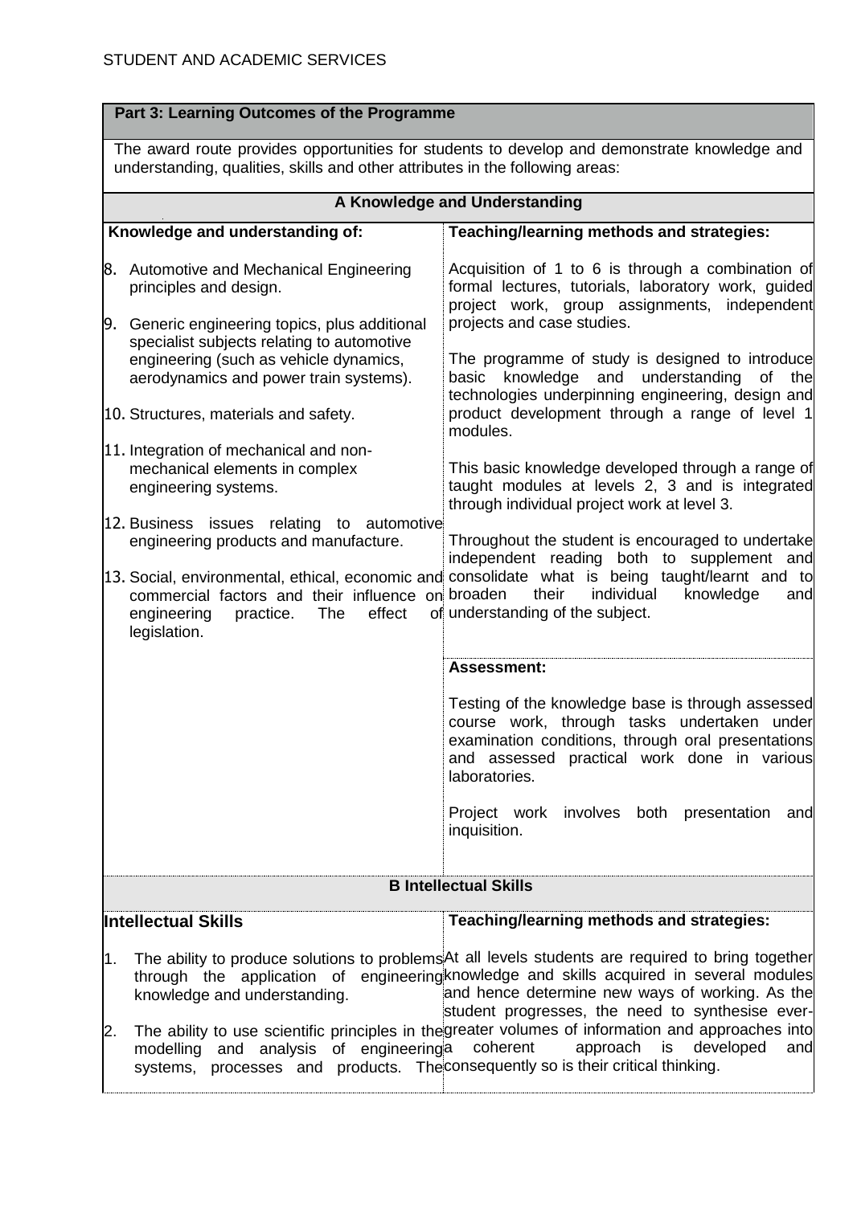| **Part 3: Learning Outcomes of the Programme** | |
|---|---|
| The award route provides opportunities for students to develop and demonstrate knowledge and understanding, qualities, skills and other attributes in the following areas: | |
| **A Knowledge and Understanding** | |
| **Knowledge and understanding of:** | **Teaching/learning methods and strategies:** |
| 8. Automotive and Mechanical Engineering principles and design.<br><br>9. Generic engineering topics, plus additional specialist subjects relating to automotive engineering (such as vehicle dynamics, aerodynamics and power train systems).<br><br>10. Structures, materials and safety.<br><br>11. Integration of mechanical and non-mechanical elements in complex engineering systems.<br><br>12. Business issues relating to automotive engineering products and manufacture.<br><br>13. Social, environmental, ethical, economic and commercial factors and their influence on engineering practice. The effect of legislation. | Acquisition of 1 to 6 is through a combination of formal lectures, tutorials, laboratory work, guided project work, group assignments, independent projects and case studies.<br><br>The programme of study is designed to introduce basic knowledge and understanding of the technologies underpinning engineering, design and product development through a range of level 1 modules.<br><br>This basic knowledge developed through a range of taught modules at levels 2, 3 and is integrated through individual project work at level 3.<br><br>Throughout the student is encouraged to undertake independent reading both to supplement and consolidate what is being taught/learnt and to broaden their individual knowledge and understanding of the subject. |
| | **Assessment:**<br><br>Testing of the knowledge base is through assessed course work, through tasks undertaken under examination conditions, through oral presentations and assessed practical work done in various laboratories.<br><br>Project work involves both presentation and inquisition. |
| **B Intellectual Skills** | |
| **Intellectual Skills** | **Teaching/learning methods and strategies:** |
| 1. The ability to produce solutions to problems through the application of engineering knowledge and understanding.<br><br>2. The ability to use scientific principles in the modelling and analysis of engineering systems, processes and products. The | At all levels students are required to bring together knowledge and skills acquired in several modules and hence determine new ways of working. As the student progresses, the need to synthesise ever-greater volumes of information and approaches into a coherent approach is developed and consequently so is their critical thinking. |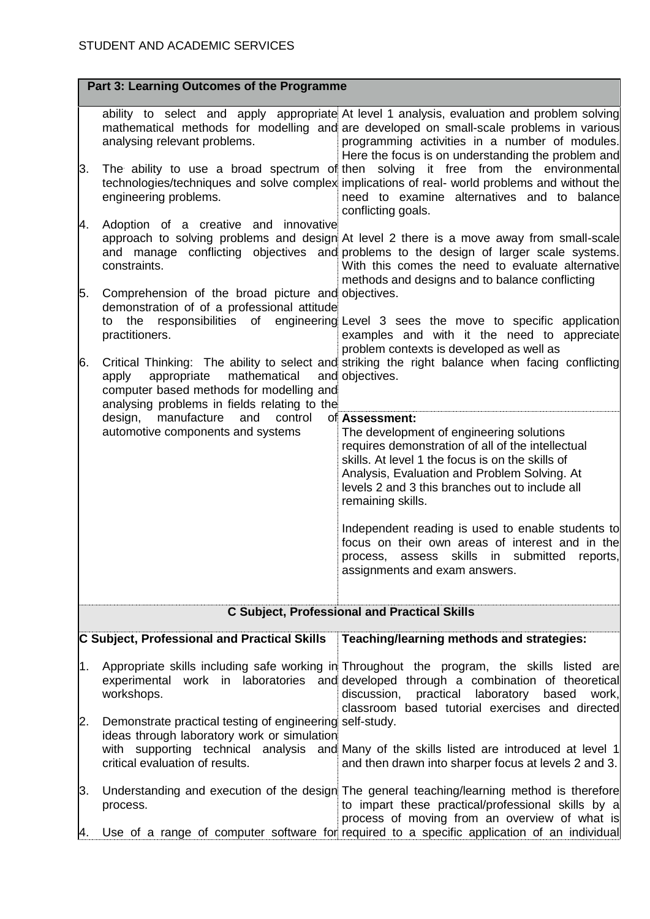STUDENT AND ACADEMIC SERVICES

| Part 3: Learning Outcomes of the Programme | |
|---|---|
| ability to select and apply appropriate mathematical methods for modelling and analysing relevant problems.<br><br>3. The ability to use a broad spectrum of technologies/techniques and solve complex engineering problems.<br><br>4. Adoption of a creative and innovative approach to solving problems and design and manage conflicting objectives and constraints.<br><br>5. Comprehension of the broad picture and demonstration of of a professional attitude to the responsibilities of engineering practitioners.<br><br>6. Critical Thinking: The ability to select and apply appropriate mathematical and computer based methods for modelling and analysing problems in fields relating to the design, manufacture and control of automotive components and systems | At level 1 analysis, evaluation and problem solving are developed on small-scale problems in various programming activities in a number of modules. Here the focus is on understanding the problem and then solving it free from the environmental implications of real- world problems and without the need to examine alternatives and to balance conflicting goals.<br><br>At level 2 there is a move away from small-scale problems to the design of larger scale systems. With this comes the need to evaluate alternative methods and designs and to balance conflicting objectives.<br><br>Level 3 sees the move to specific application examples and with it the need to appreciate problem contexts is developed as well as striking the right balance when facing conflicting objectives.<br><br>**Assessment:**<br>The development of engineering solutions requires demonstration of all of the intellectual skills. At level 1 the focus is on the skills of Analysis, Evaluation and Problem Solving. At levels 2 and 3 this branches out to include all remaining skills.<br><br>Independent reading is used to enable students to focus on their own areas of interest and in the process, assess skills in submitted reports, assignments and exam answers. |
| **C Subject, Professional and Practical Skills** | |
| **C Subject, Professional and Practical Skills** | **Teaching/learning methods and strategies:** |
| 1. Appropriate skills including safe working in experimental work in laboratories and workshops.<br><br>2. Demonstrate practical testing of engineering ideas through laboratory work or simulation with supporting technical analysis and critical evaluation of results.<br><br>3. Understanding and execution of the design process.<br><br>4. Use of a range of computer software for | Throughout the program, the skills listed are developed through a combination of theoretical discussion, practical laboratory based work, classroom based tutorial exercises and directed self-study.<br><br>Many of the skills listed are introduced at level 1 and then drawn into sharper focus at levels 2 and 3.<br><br>The general teaching/learning method is therefore to impart these practical/professional skills by a process of moving from an overview of what is required to a specific application of an individual |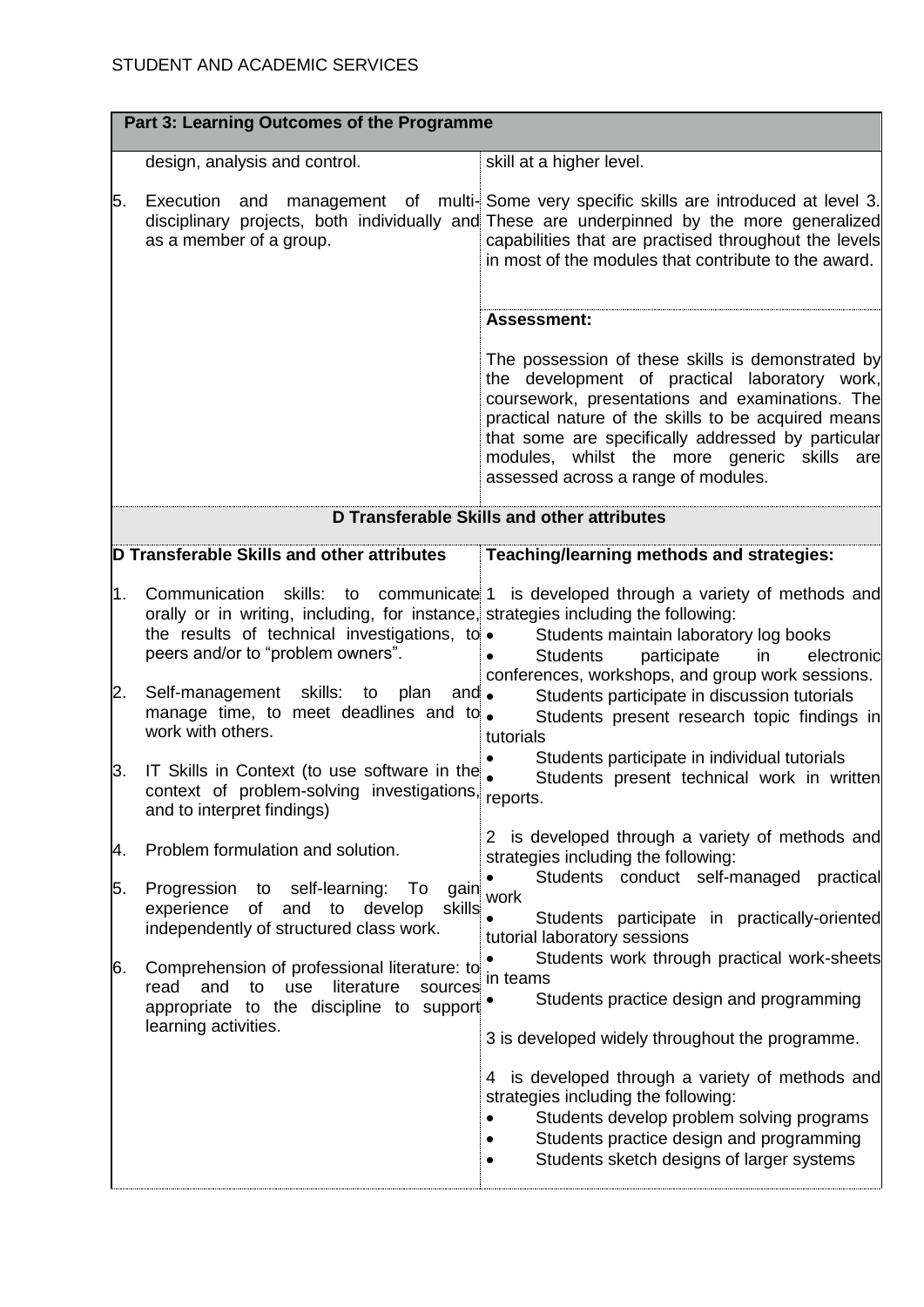| Part 3: Learning Outcomes of the Programme | |
|---|---|
| design, analysis and control.<br><br>5. Execution and management of multi-disciplinary projects, both individually and as a member of a group. | skill at a higher level.<br><br>Some very specific skills are introduced at level 3. These are underpinned by the more generalized capabilities that are practised throughout the levels in most of the modules that contribute to the award. |
| | **Assessment:**<br><br>The possession of these skills is demonstrated by the development of practical laboratory work, coursework, presentations and examinations. The practical nature of the skills to be acquired means that some are specifically addressed by particular modules, whilst the more generic skills are assessed across a range of modules. |
| **D Transferable Skills and other attributes** | |
| **D Transferable Skills and other attributes** | **Teaching/learning methods and strategies:** |
| 1. Communication skills: to communicate orally or in writing, including, for instance, the results of technical investigations, to peers and/or to "problem owners".<br><br>2. Self-management skills: to plan and manage time, to meet deadlines and to work with others.<br><br>3. IT Skills in Context (to use software in the context of problem-solving investigations, and to interpret findings)<br><br>4. Problem formulation and solution.<br><br>5. Progression to self-learning: To gain experience of and to develop skills independently of structured class work.<br><br>6. Comprehension of professional literature: to read and to use literature sources appropriate to the discipline to support learning activities. | 1 is developed through a variety of methods and strategies including the following:<br>• Students maintain laboratory log books<br>• Students participate in electronic conferences, workshops, and group work sessions.<br>• Students participate in discussion tutorials<br>• Students present research topic findings in tutorials<br>• Students participate in individual tutorials<br>• Students present technical work in written reports.<br><br>2 is developed through a variety of methods and strategies including the following:<br>• Students conduct self-managed practical work<br>• Students participate in practically-oriented tutorial laboratory sessions<br>• Students work through practical work-sheets in teams<br>• Students practice design and programming<br><br>3 is developed widely throughout the programme.<br><br>4 is developed through a variety of methods and strategies including the following:<br>• Students develop problem solving programs<br>• Students practice design and programming<br>• Students sketch designs of larger systems |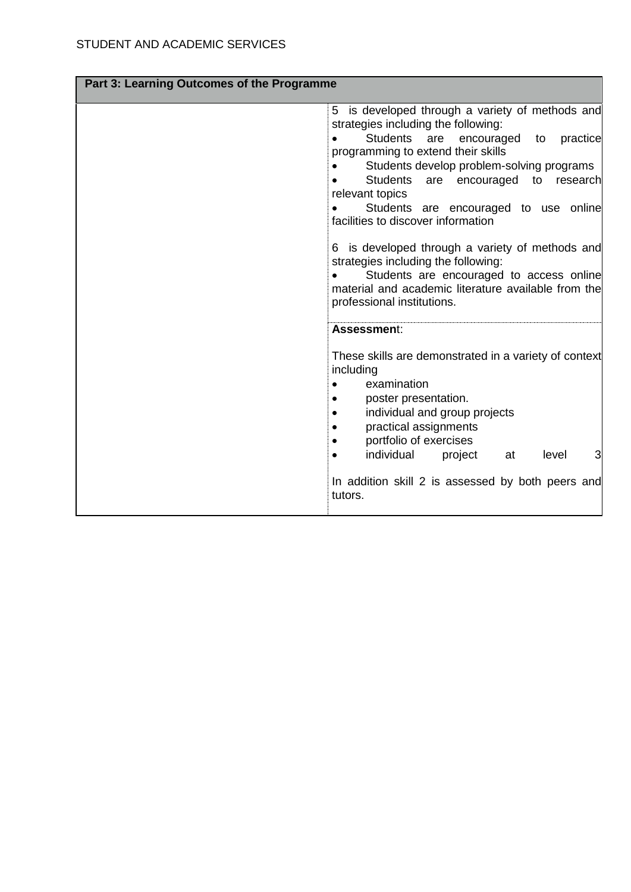| Part 3: Learning Outcomes of the Programme | |
|---|---|
| | 5 is developed through a variety of methods and strategies including the following:<br>• Students are encouraged to practice programming to extend their skills<br>• Students develop problem-solving programs<br>• Students are encouraged to research relevant topics<br>• Students are encouraged to use online facilities to discover information<br><br>6 is developed through a variety of methods and strategies including the following:<br>• Students are encouraged to access online material and academic literature available from the professional institutions. |
| | **Assessment**:<br><br>These skills are demonstrated in a variety of context including<br>• examination<br>• poster presentation.<br>• individual and group projects<br>• practical assignments<br>• portfolio of exercises<br>• individual project at level 3<br><br>In addition skill 2 is assessed by both peers and tutors. |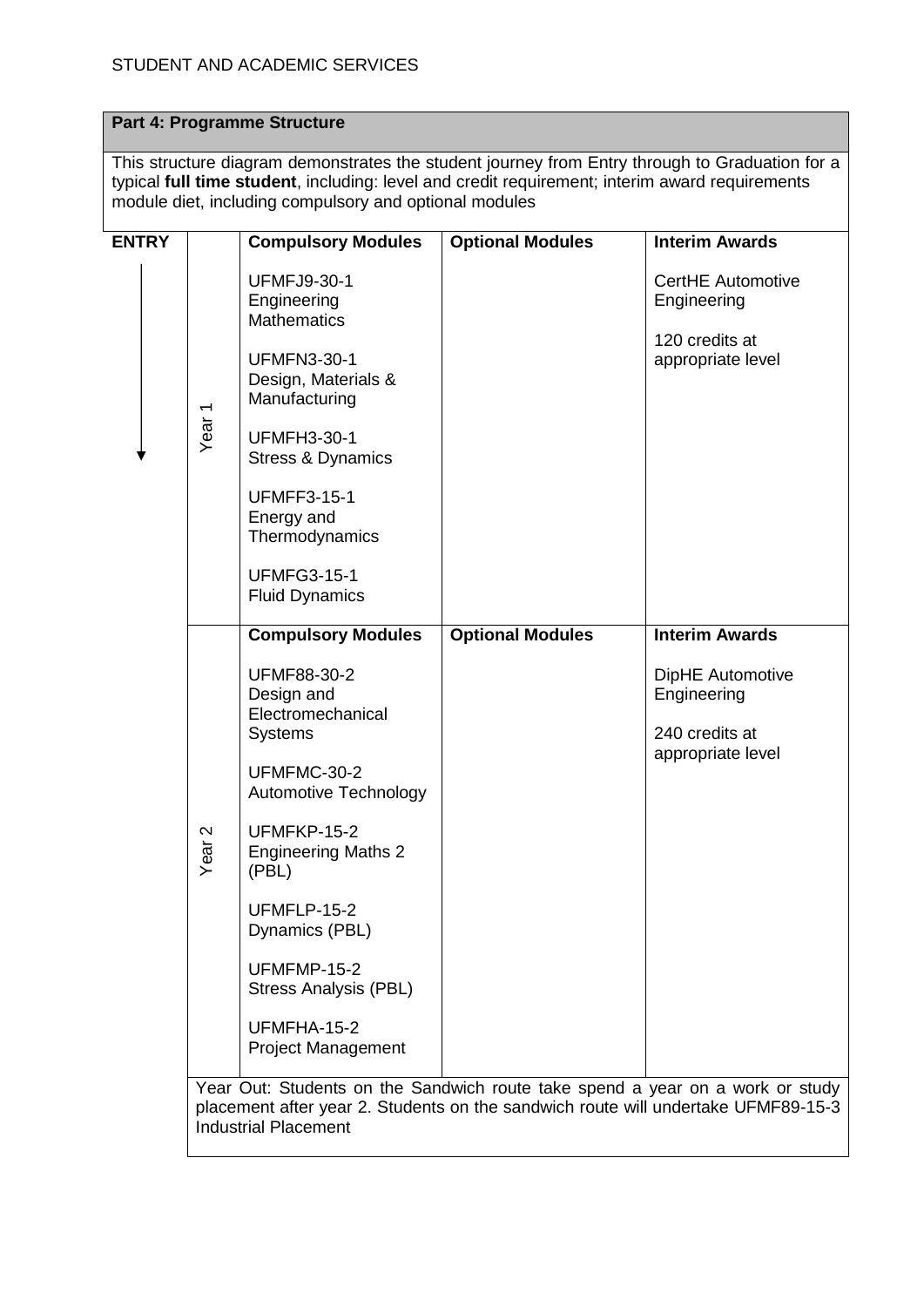## Part 4: Programme Structure

This structure diagram demonstrates the student journey from Entry through to Graduation for a typical **full time student**, including: level and credit requirement; interim award requirements module diet, including compulsory and optional modules

| ENTRY | | Compulsory Modules | Optional Modules | Interim Awards |
|---|---|---|---|---|
| ↓ | Year 1 | UFMFJ9-30-1 Engineering Mathematics<br><br>UFMFN3-30-1 Design, Materials & Manufacturing<br><br>UFMFH3-30-1 Stress & Dynamics<br><br>UFMFF3-15-1 Energy and Thermodynamics<br><br>UFMFG3-15-1 Fluid Dynamics | | CertHE Automotive Engineering<br><br>120 credits at appropriate level |
| | Year 2 | **Compulsory Modules**<br><br>UFMF88-30-2 Design and Electromechanical Systems<br><br>UFMFMC-30-2 Automotive Technology<br><br>UFMFKP-15-2 Engineering Maths 2 (PBL)<br><br>UFMFLP-15-2 Dynamics (PBL)<br><br>UFMFMP-15-2 Stress Analysis (PBL)<br><br>UFMFHA-15-2 Project Management | **Optional Modules** | **Interim Awards**<br><br>DipHE Automotive Engineering<br><br>240 credits at appropriate level |
| | Year Out: Students on the Sandwich route take spend a year on a work or study placement after year 2. Students on the sandwich route will undertake UFMF89-15-3 Industrial Placement | | | |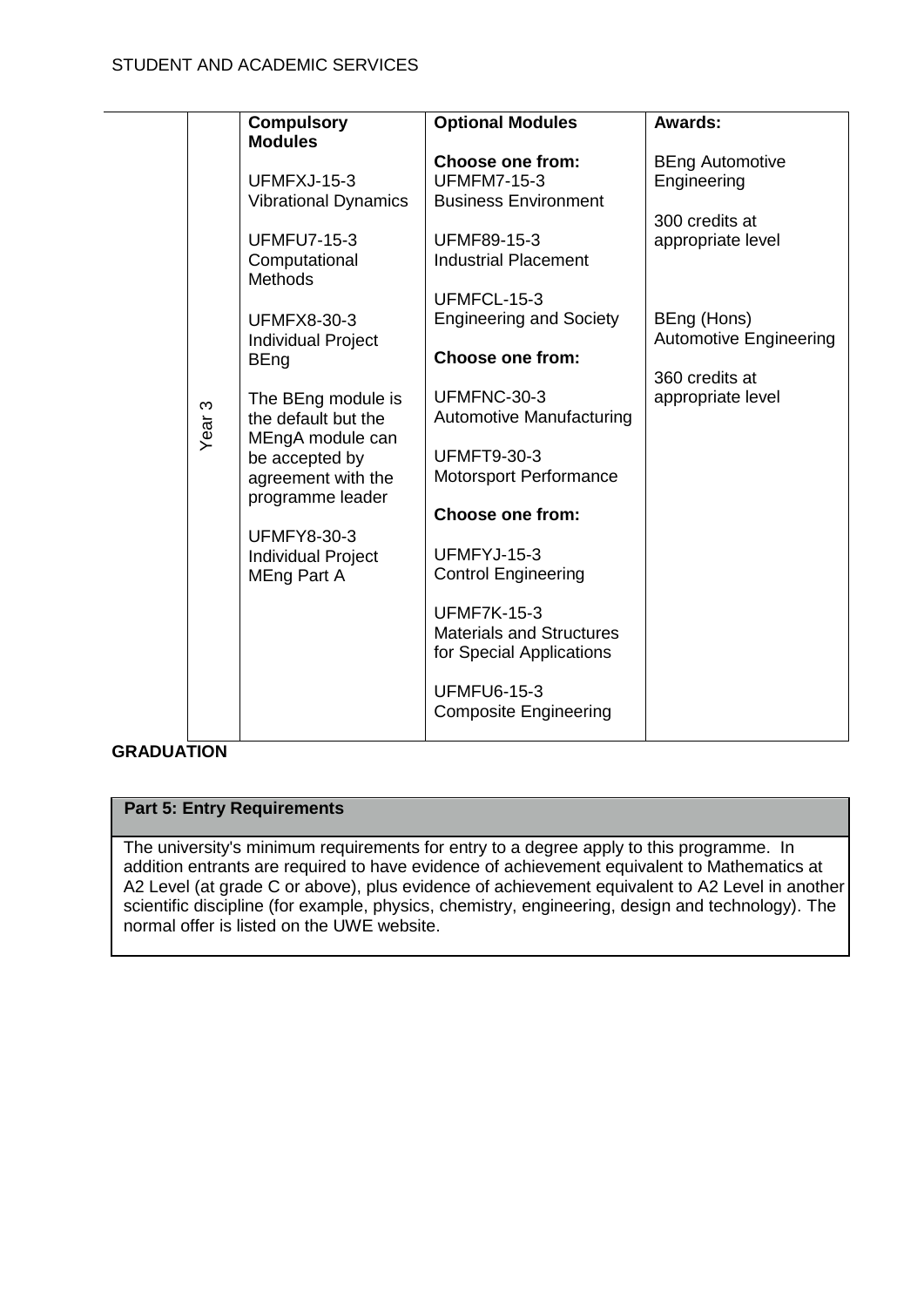| | | Compulsory Modules | Optional Modules | Awards: |
|---|---|---|---|---|
| | Year 3 | UFMFXJ-15-3 Vibrational Dynamics<br><br>UFMFU7-15-3 Computational Methods<br><br>UFMFX8-30-3 Individual Project BEng<br><br>The BEng module is the default but the MEngA module can be accepted by agreement with the programme leader<br><br>UFMFY8-30-3 Individual Project MEng Part A | **Choose one from:**<br>UFMFM7-15-3 Business Environment<br><br>UFMF89-15-3 Industrial Placement<br><br>UFMFCL-15-3 Engineering and Society<br><br>**Choose one from:**<br><br>UFMFNC-30-3 Automotive Manufacturing<br><br>UFMFT9-30-3 Motorsport Performance<br><br>**Choose one from:**<br><br>UFMFYJ-15-3 Control Engineering<br><br>UFMF7K-15-3 Materials and Structures for Special Applications<br><br>UFMFU6-15-3 Composite Engineering | BEng Automotive Engineering<br><br>300 credits at appropriate level<br><br>BEng (Hons) Automotive Engineering<br><br>360 credits at appropriate level |

**GRADUATION**

## Part 5: Entry Requirements

The university's minimum requirements for entry to a degree apply to this programme. In addition entrants are required to have evidence of achievement equivalent to Mathematics at A2 Level (at grade C or above), plus evidence of achievement equivalent to A2 Level in another scientific discipline (for example, physics, chemistry, engineering, design and technology). The normal offer is listed on the UWE website.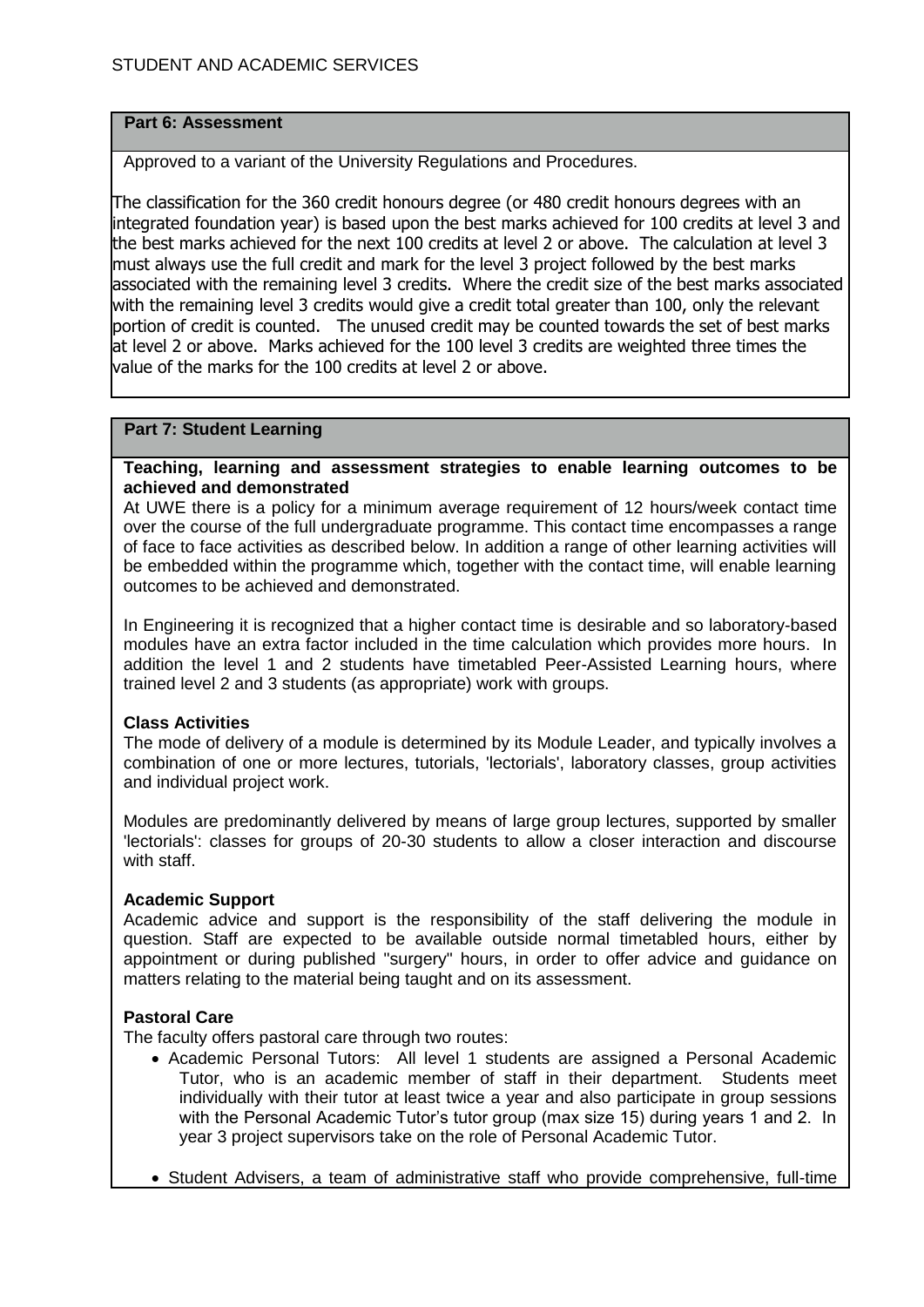## Part 6: Assessment

Approved to a variant of the University Regulations and Procedures.

The classification for the 360 credit honours degree (or 480 credit honours degrees with an integrated foundation year) is based upon the best marks achieved for 100 credits at level 3 and the best marks achieved for the next 100 credits at level 2 or above. The calculation at level 3 must always use the full credit and mark for the level 3 project followed by the best marks associated with the remaining level 3 credits. Where the credit size of the best marks associated with the remaining level 3 credits would give a credit total greater than 100, only the relevant portion of credit is counted. The unused credit may be counted towards the set of best marks at level 2 or above. Marks achieved for the 100 level 3 credits are weighted three times the value of the marks for the 100 credits at level 2 or above.

## Part 7: Student Learning

**Teaching, learning and assessment strategies to enable learning outcomes to be achieved and demonstrated**

At UWE there is a policy for a minimum average requirement of 12 hours/week contact time over the course of the full undergraduate programme. This contact time encompasses a range of face to face activities as described below. In addition a range of other learning activities will be embedded within the programme which, together with the contact time, will enable learning outcomes to be achieved and demonstrated.

In Engineering it is recognized that a higher contact time is desirable and so laboratory-based modules have an extra factor included in the time calculation which provides more hours. In addition the level 1 and 2 students have timetabled Peer-Assisted Learning hours, where trained level 2 and 3 students (as appropriate) work with groups.

**Class Activities**

The mode of delivery of a module is determined by its Module Leader, and typically involves a combination of one or more lectures, tutorials, 'lectorials', laboratory classes, group activities and individual project work.

Modules are predominantly delivered by means of large group lectures, supported by smaller 'lectorials': classes for groups of 20-30 students to allow a closer interaction and discourse with staff.

**Academic Support**

Academic advice and support is the responsibility of the staff delivering the module in question. Staff are expected to be available outside normal timetabled hours, either by appointment or during published "surgery" hours, in order to offer advice and guidance on matters relating to the material being taught and on its assessment.

**Pastoral Care**

The faculty offers pastoral care through two routes:

- Academic Personal Tutors: All level 1 students are assigned a Personal Academic Tutor, who is an academic member of staff in their department. Students meet individually with their tutor at least twice a year and also participate in group sessions with the Personal Academic Tutor's tutor group (max size 15) during years 1 and 2. In year 3 project supervisors take on the role of Personal Academic Tutor.
- Student Advisers, a team of administrative staff who provide comprehensive, full-time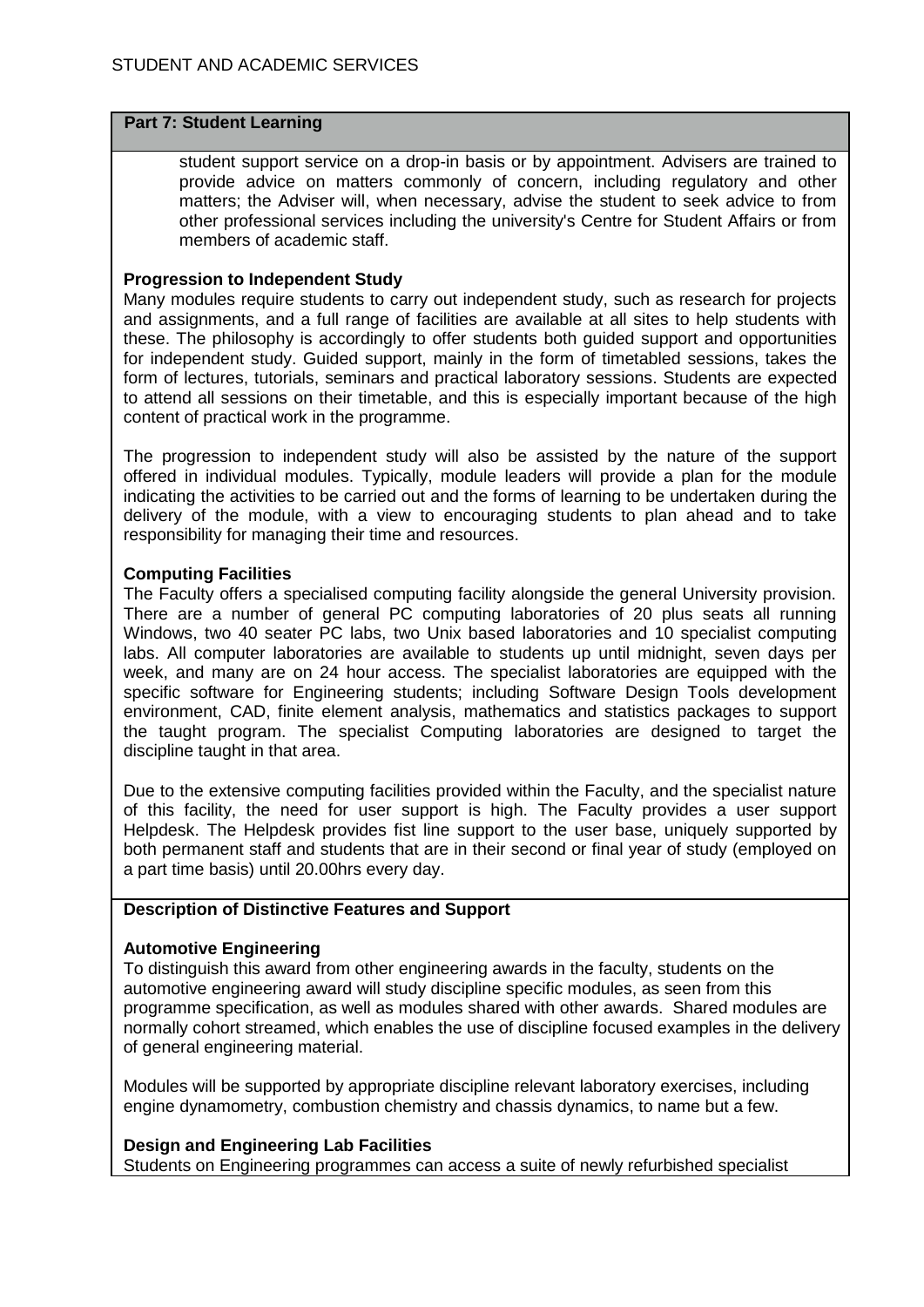**Part 7: Student Learning**

student support service on a drop-in basis or by appointment. Advisers are trained to provide advice on matters commonly of concern, including regulatory and other matters; the Adviser will, when necessary, advise the student to seek advice to from other professional services including the university's Centre for Student Affairs or from members of academic staff.

**Progression to Independent Study**

Many modules require students to carry out independent study, such as research for projects and assignments, and a full range of facilities are available at all sites to help students with these. The philosophy is accordingly to offer students both guided support and opportunities for independent study. Guided support, mainly in the form of timetabled sessions, takes the form of lectures, tutorials, seminars and practical laboratory sessions. Students are expected to attend all sessions on their timetable, and this is especially important because of the high content of practical work in the programme.

The progression to independent study will also be assisted by the nature of the support offered in individual modules. Typically, module leaders will provide a plan for the module indicating the activities to be carried out and the forms of learning to be undertaken during the delivery of the module, with a view to encouraging students to plan ahead and to take responsibility for managing their time and resources.

**Computing Facilities**

The Faculty offers a specialised computing facility alongside the general University provision. There are a number of general PC computing laboratories of 20 plus seats all running Windows, two 40 seater PC labs, two Unix based laboratories and 10 specialist computing labs. All computer laboratories are available to students up until midnight, seven days per week, and many are on 24 hour access. The specialist laboratories are equipped with the specific software for Engineering students; including Software Design Tools development environment, CAD, finite element analysis, mathematics and statistics packages to support the taught program. The specialist Computing laboratories are designed to target the discipline taught in that area.

Due to the extensive computing facilities provided within the Faculty, and the specialist nature of this facility, the need for user support is high. The Faculty provides a user support Helpdesk. The Helpdesk provides fist line support to the user base, uniquely supported by both permanent staff and students that are in their second or final year of study (employed on a part time basis) until 20.00hrs every day.

**Description of Distinctive Features and Support**

**Automotive Engineering**

To distinguish this award from other engineering awards in the faculty, students on the automotive engineering award will study discipline specific modules, as seen from this programme specification, as well as modules shared with other awards. Shared modules are normally cohort streamed, which enables the use of discipline focused examples in the delivery of general engineering material.

Modules will be supported by appropriate discipline relevant laboratory exercises, including engine dynamometry, combustion chemistry and chassis dynamics, to name but a few.

**Design and Engineering Lab Facilities**

Students on Engineering programmes can access a suite of newly refurbished specialist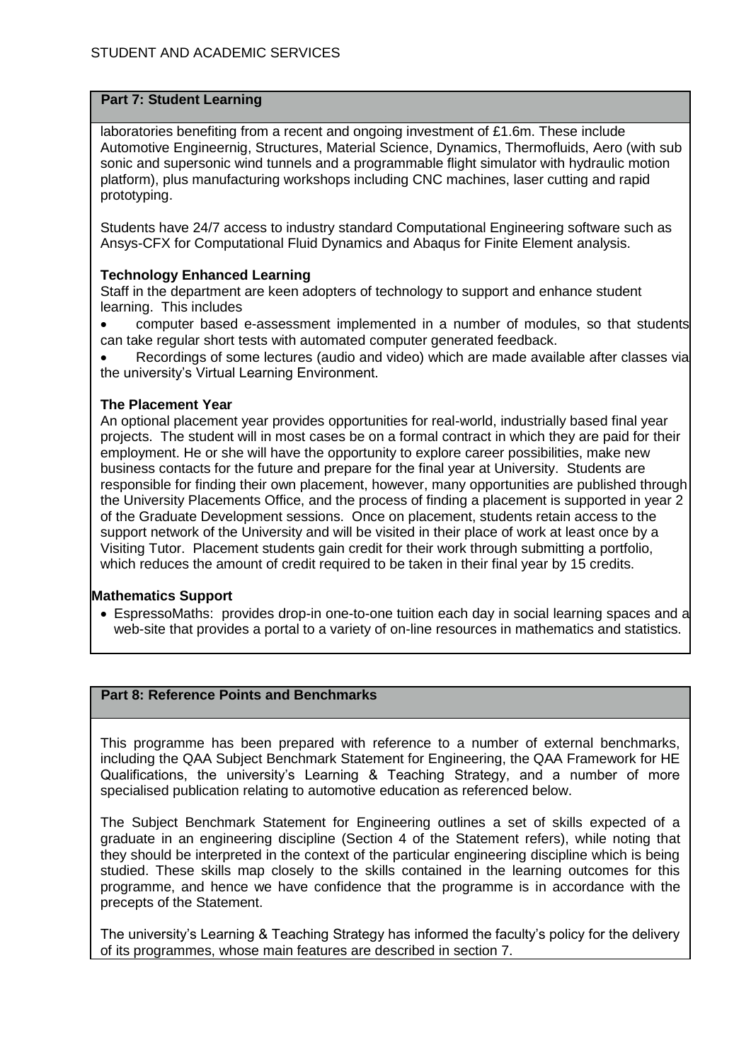## Part 7: Student Learning

laboratories benefiting from a recent and ongoing investment of £1.6m. These include Automotive Engineernig, Structures, Material Science, Dynamics, Thermofluids, Aero (with sub sonic and supersonic wind tunnels and a programmable flight simulator with hydraulic motion platform), plus manufacturing workshops including CNC machines, laser cutting and rapid prototyping.

Students have 24/7 access to industry standard Computational Engineering software such as Ansys-CFX for Computational Fluid Dynamics and Abaqus for Finite Element analysis.

**Technology Enhanced Learning**

Staff in the department are keen adopters of technology to support and enhance student learning. This includes

- computer based e-assessment implemented in a number of modules, so that students can take regular short tests with automated computer generated feedback.
- Recordings of some lectures (audio and video) which are made available after classes via the university's Virtual Learning Environment.

**The Placement Year**

An optional placement year provides opportunities for real-world, industrially based final year projects. The student will in most cases be on a formal contract in which they are paid for their employment. He or she will have the opportunity to explore career possibilities, make new business contacts for the future and prepare for the final year at University. Students are responsible for finding their own placement, however, many opportunities are published through the University Placements Office, and the process of finding a placement is supported in year 2 of the Graduate Development sessions. Once on placement, students retain access to the support network of the University and will be visited in their place of work at least once by a Visiting Tutor. Placement students gain credit for their work through submitting a portfolio, which reduces the amount of credit required to be taken in their final year by 15 credits.

**Mathematics Support**

- EspressoMaths: provides drop-in one-to-one tuition each day in social learning spaces and a web-site that provides a portal to a variety of on-line resources in mathematics and statistics.

## Part 8: Reference Points and Benchmarks

This programme has been prepared with reference to a number of external benchmarks, including the QAA Subject Benchmark Statement for Engineering, the QAA Framework for HE Qualifications, the university's Learning & Teaching Strategy, and a number of more specialised publication relating to automotive education as referenced below.

The Subject Benchmark Statement for Engineering outlines a set of skills expected of a graduate in an engineering discipline (Section 4 of the Statement refers), while noting that they should be interpreted in the context of the particular engineering discipline which is being studied. These skills map closely to the skills contained in the learning outcomes for this programme, and hence we have confidence that the programme is in accordance with the precepts of the Statement.

The university's Learning & Teaching Strategy has informed the faculty's policy for the delivery of its programmes, whose main features are described in section 7.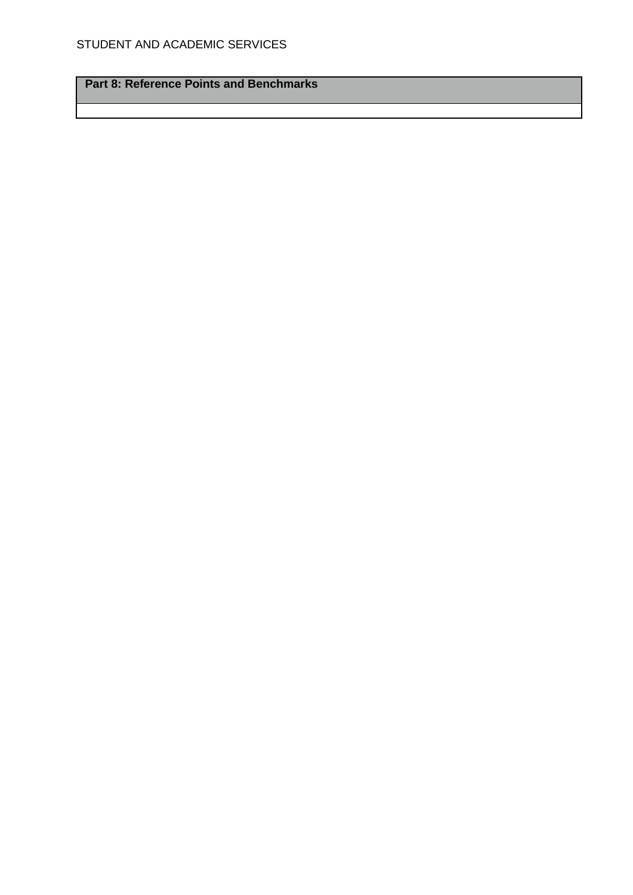| Part 8: Reference Points and Benchmarks |
| --- |
| |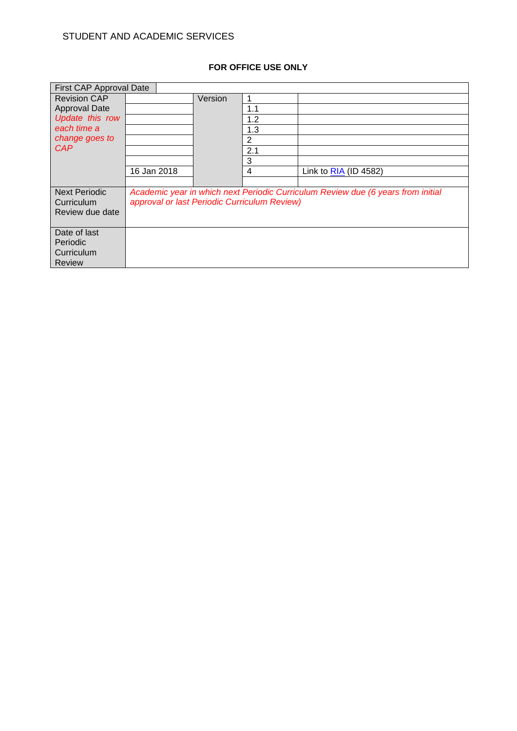STUDENT AND ACADEMIC SERVICES

**FOR OFFICE USE ONLY**

| | | | | |
|---|---|---|---|---|
| First CAP Approval Date | | | | |
| Revision CAP Approval Date *Update this row each time a change goes to CAP* | | Version | 1 | |
| | | | 1.1 | |
| | | | 1.2 | |
| | | | 1.3 | |
| | | | 2 | |
| | | | 2.1 | |
| | | | 3 | |
| | 16 Jan 2018 | | 4 | Link to RIA (ID 4582) |
| | | | | |
| Next Periodic Curriculum Review due date | *Academic year in which next Periodic Curriculum Review due (6 years from initial approval or last Periodic Curriculum Review)* | | | |
| Date of last Periodic Curriculum Review | | | | |